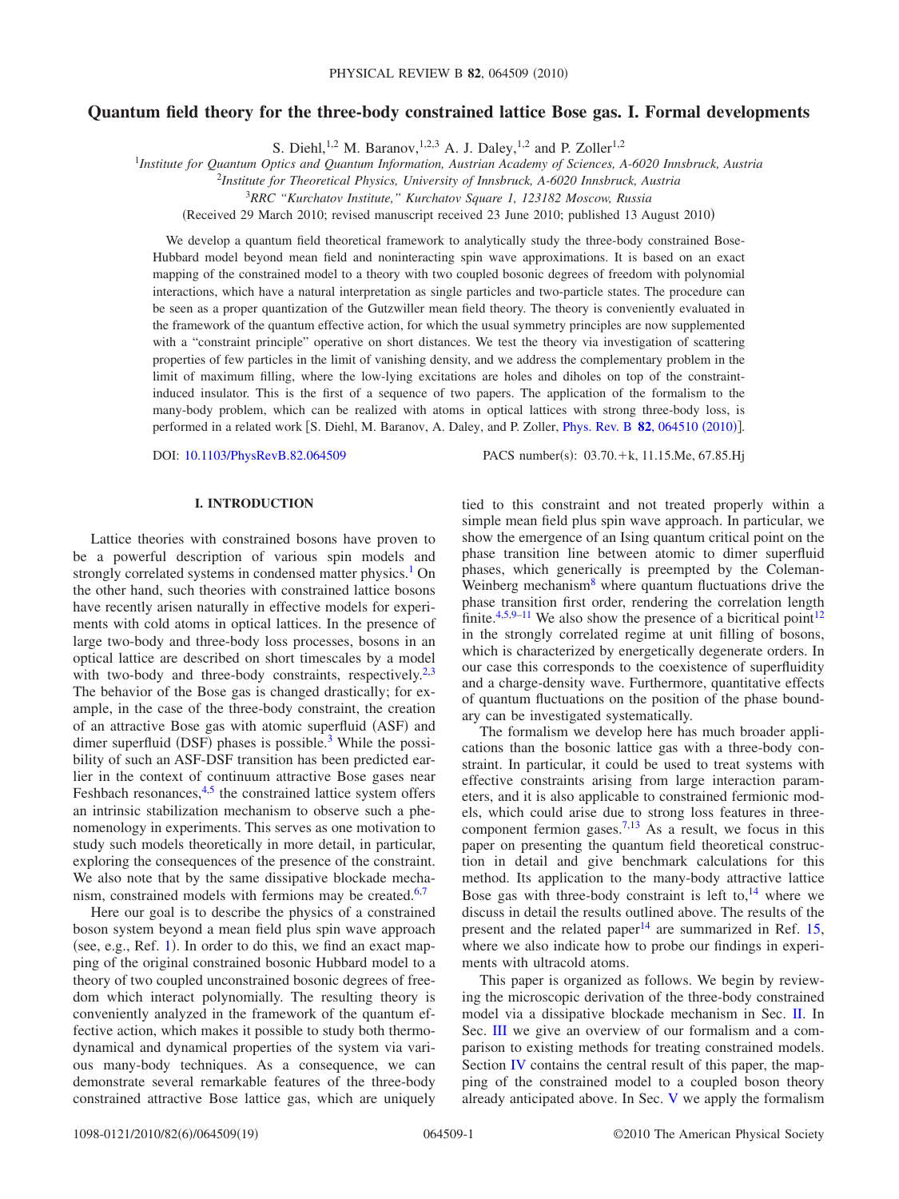# Quantum field theory for the three-body constrained lattice Bose gas. I. Formal developments

S. Diehl,[1,2] M. Baranov,[1,2,3] A. J. Daley,[1,2] and P. Zoller[1,2]

[1]*Institute for Quantum Optics and Quantum Information, Austrian Academy of Sciences, A-6020 Innsbruck, Austria*
[2]*Institute for Theoretical Physics, University of Innsbruck, A-6020 Innsbruck, Austria*
[3]*RRC "Kurchatov Institute," Kurchatov Square 1, 123182 Moscow, Russia*

(Received 29 March 2010; revised manuscript received 23 June 2010; published 13 August 2010)

We develop a quantum field theoretical framework to analytically study the three-body constrained Bose-Hubbard model beyond mean field and noninteracting spin wave approximations. It is based on an exact mapping of the constrained model to a theory with two coupled bosonic degrees of freedom with polynomial interactions, which have a natural interpretation as single particles and two-particle states. The procedure can be seen as a proper quantization of the Gutzwiller mean field theory. The theory is conveniently evaluated in the framework of the quantum effective action, for which the usual symmetry principles are now supplemented with a "constraint principle" operative on short distances. We test the theory via investigation of scattering properties of few particles in the limit of vanishing density, and we address the complementary problem in the limit of maximum filling, where the low-lying excitations are holes and diholes on top of the constraint-induced insulator. This is the first of a sequence of two papers. The application of the formalism to the many-body problem, which can be realized with atoms in optical lattices with strong three-body loss, is performed in a related work [S. Diehl, M. Baranov, A. Daley, and P. Zoller, Phys. Rev. B **82**, 064510 (2010)].

DOI: 10.1103/PhysRevB.82.064509 PACS number(s): 03.70.+k, 11.15.Me, 67.85.Hj

## I. INTRODUCTION

Lattice theories with constrained bosons have proven to be a powerful description of various spin models and strongly correlated systems in condensed matter physics.[1] On the other hand, such theories with constrained lattice bosons have recently arisen naturally in effective models for experiments with cold atoms in optical lattices. In the presence of large two-body and three-body loss processes, bosons in an optical lattice are described on short timescales by a model with two-body and three-body constraints, respectively.[2,3] The behavior of the Bose gas is changed drastically; for example, in the case of the three-body constraint, the creation of an attractive Bose gas with atomic superfluid (ASF) and dimer superfluid (DSF) phases is possible.[3] While the possibility of such an ASF-DSF transition has been predicted earlier in the context of continuum attractive Bose gases near Feshbach resonances,[4,5] the constrained lattice system offers an intrinsic stabilization mechanism to observe such a phenomenology in experiments. This serves as one motivation to study such models theoretically in more detail, in particular, exploring the consequences of the presence of the constraint. We also note that by the same dissipative blockade mechanism, constrained models with fermions may be created.[6,7]

Here our goal is to describe the physics of a constrained boson system beyond a mean field plus spin wave approach (see, e.g., Ref. 1). In order to do this, we find an exact mapping of the original constrained bosonic Hubbard model to a theory of two coupled unconstrained bosonic degrees of freedom which interact polynomially. The resulting theory is conveniently analyzed in the framework of the quantum effective action, which makes it possible to study both thermodynamical and dynamical properties of the system via various many-body techniques. As a consequence, we can demonstrate several remarkable features of the three-body constrained attractive Bose lattice gas, which are uniquely tied to this constraint and not treated properly within a simple mean field plus spin wave approach. In particular, we show the emergence of an Ising quantum critical point on the phase transition line between atomic to dimer superfluid phases, which generically is preempted by the Coleman-Weinberg mechanism[8] where quantum fluctuations drive the phase transition first order, rendering the correlation length finite.[4,5,9–11] We also show the presence of a bicritical point[12] in the strongly correlated regime at unit filling of bosons, which is characterized by energetically degenerate orders. In our case this corresponds to the coexistence of superfluidity and a charge-density wave. Furthermore, quantitative effects of quantum fluctuations on the position of the phase boundary can be investigated systematically.

The formalism we develop here has much broader applications than the bosonic lattice gas with a three-body constraint. In particular, it could be used to treat systems with effective constraints arising from large interaction parameters, and it is also applicable to constrained fermionic models, which could arise due to strong loss features in three-component fermion gases.[7,13] As a result, we focus in this paper on presenting the quantum field theoretical construction in detail and give benchmark calculations for this method. Its application to the many-body attractive lattice Bose gas with three-body constraint is left to,[14] where we discuss in detail the results outlined above. The results of the present and the related paper[14] are summarized in Ref. 15, where we also indicate how to probe our findings in experiments with ultracold atoms.

This paper is organized as follows. We begin by reviewing the microscopic derivation of the three-body constrained model via a dissipative blockade mechanism in Sec. II. In Sec. III we give an overview of our formalism and a comparison to existing methods for treating constrained models. Section IV contains the central result of this paper, the mapping of the constrained model to a coupled boson theory already anticipated above. In Sec. V we apply the formalism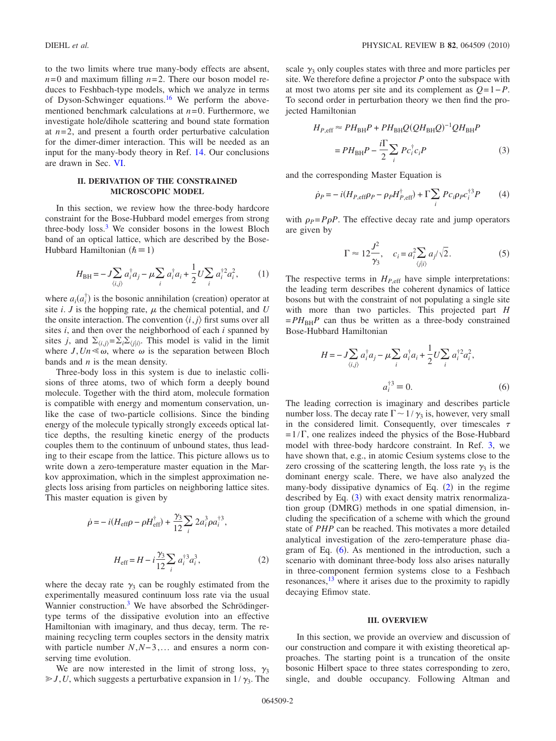to the two limits where true many-body effects are absent, $n=0$ and maximum filling $n=2$. There our boson model reduces to Feshbach-type models, which we analyze in terms of Dyson-Schwinger equations.[16] We perform the abovementioned benchmark calculations at $n=0$. Furthermore, we investigate hole/dihole scattering and bound state formation at $n=2$, and present a fourth order perturbative calculation for the dimer-dimer interaction. This will be needed as an input for the many-body theory in Ref. 14. Our conclusions are drawn in Sec. VI.

## II. DERIVATION OF THE CONSTRAINED MICROSCOPIC MODEL

In this section, we review how the three-body hardcore constraint for the Bose-Hubbard model emerges from strong three-body loss.[3] We consider bosons in the lowest Bloch band of an optical lattice, which are described by the Bose-Hubbard Hamiltonian ($\hbar \equiv 1$)

$$H_{\rm BH} = -J\sum_{\langle i,j\rangle} a_i^\dagger a_j - \mu \sum_i a_i^\dagger a_i + \frac{1}{2}U\sum_i a_i^{\dagger 2} a_i^2, \qquad (1)$$

where $a_i (a_i^\dagger)$ is the bosonic annihilation (creation) operator at site $i$. $J$ is the hopping rate, $\mu$ the chemical potential, and $U$ the onsite interaction. The convention $\langle i,j\rangle$ first sums over all sites $i$, and then over the neighborhood of each $i$ spanned by sites $j$, and $\Sigma_{\langle i,j\rangle} = \Sigma_i \Sigma_{\langle j|i\rangle}$. This model is valid in the limit where $J, Un \ll \omega$, where $\omega$ is the separation between Bloch bands and $n$ is the mean density.

Three-body loss in this system is due to inelastic collisions of three atoms, two of which form a deeply bound molecule. Together with the third atom, molecule formation is compatible with energy and momentum conservation, unlike the case of two-particle collisions. Since the binding energy of the molecule typically strongly exceeds optical lattice depths, the resulting kinetic energy of the products couples them to the continuum of unbound states, thus leading to their escape from the lattice. This picture allows us to write down a zero-temperature master equation in the Markov approximation, which in the simplest approximation neglects loss arising from particles on neighboring lattice sites. This master equation is given by

$$\dot{\rho} = -i(H_{\rm eff}\rho - \rho H_{\rm eff}^\dagger) + \frac{\gamma_3}{12}\sum_i 2a_i^3 \rho a_i^{\dagger 3},$$

$$H_{\rm eff} = H - i\frac{\gamma_3}{12}\sum_i a_i^{\dagger 3} a_i^3, \qquad (2)$$

where the decay rate $\gamma_3$ can be roughly estimated from the experimentally measured continuum loss rate via the usual Wannier construction.[3] We have absorbed the Schrödinger-type terms of the dissipative evolution into an effective Hamiltonian with imaginary, and thus decay, term. The remaining recycling term couples sectors in the density matrix with particle number $N, N-3, \ldots$ and ensures a norm conserving time evolution.

We are now interested in the limit of strong loss, $\gamma_3 \gg J, U$, which suggests a perturbative expansion in $1/\gamma_3$. The scale $\gamma_3$ only couples states with three and more particles per site. We therefore define a projector $P$ onto the subspace with at most two atoms per site and its complement as $Q = 1-P$. To second order in perturbation theory we then find the projected Hamiltonian

$$H_{P,\rm eff} \approx PH_{\rm BH}P + PH_{\rm BH}Q(QH_{\rm BH}Q)^{-1}QH_{\rm BH}P$$

$$= PH_{\rm BH}P - \frac{i\Gamma}{2}\sum_i Pc_i^\dagger c_i P \qquad (3)$$

and the corresponding Master Equation is

$$\dot{\rho}_P = -i(H_{P,\rm eff}\rho_P - \rho_P H_{P,\rm eff}^\dagger) + \Gamma \sum_i Pc_i \rho_P c_i^{\dagger 3} P \qquad (4)$$

with $\rho_P = P\rho P$. The effective decay rate and jump operators are given by

$$\Gamma \approx 12\frac{J^2}{\gamma_3}, \quad c_i = a_i^2 \sum_{\langle j|i\rangle} a_j/\sqrt{2}. \qquad (5)$$

The respective terms in $H_{P,\rm eff}$ have simple interpretations: the leading term describes the coherent dynamics of lattice bosons but with the constraint of not populating a single site with more than two particles. This projected part $H = PH_{\rm BH}P$ can thus be written as a three-body constrained Bose-Hubbard Hamiltonian

$$H = -J\sum_{\langle i,j\rangle} a_i^\dagger a_j - \mu\sum_i a_i^\dagger a_i + \frac{1}{2}U\sum_i a_i^{\dagger 2} a_i^2,$$

$$a_i^{\dagger 3} \equiv 0. \qquad (6)$$

The leading correction is imaginary and describes particle number loss. The decay rate $\Gamma \sim 1/\gamma_3$ is, however, very small in the considered limit. Consequently, over timescales $\tau = 1/\Gamma$, one realizes indeed the physics of the Bose-Hubbard model with three-body hardcore constraint. In Ref. 3, we have shown that, e.g., in atomic Cesium systems close to the zero crossing of the scattering length, the loss rate $\gamma_3$ is the dominant energy scale. There, we have also analyzed the many-body dissipative dynamics of Eq. (2) in the regime described by Eq. (3) with exact density matrix renormalization group (DMRG) methods in one spatial dimension, including the specification of a scheme with which the ground state of $PHP$ can be reached. This motivates a more detailed analytical investigation of the zero-temperature phase diagram of Eq. (6). As mentioned in the introduction, such a scenario with dominant three-body loss also arises naturally in three-component fermion systems close to a Feshbach resonances,[13] where it arises due to the proximity to rapidly decaying Efimov state.

## III. OVERVIEW

In this section, we provide an overview and discussion of our construction and compare it with existing theoretical approaches. The starting point is a truncation of the onsite bosonic Hilbert space to three states corresponding to zero, single, and double occupancy. Following Altman and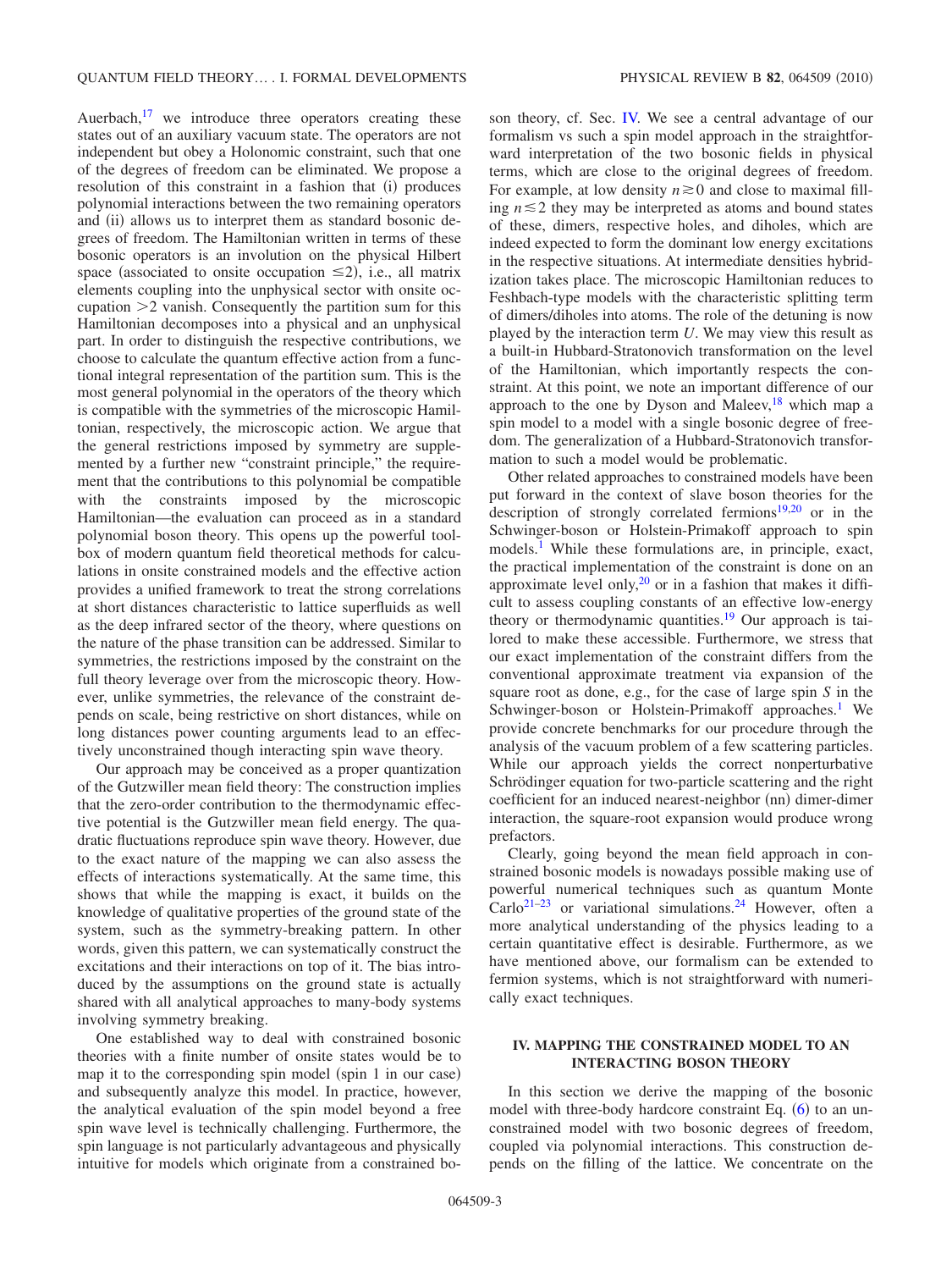Auerbach,[17] we introduce three operators creating these states out of an auxiliary vacuum state. The operators are not independent but obey a Holonomic constraint, such that one of the degrees of freedom can be eliminated. We propose a resolution of this constraint in a fashion that (i) produces polynomial interactions between the two remaining operators and (ii) allows us to interpret them as standard bosonic degrees of freedom. The Hamiltonian written in terms of these bosonic operators is an involution on the physical Hilbert space (associated to onsite occupation $\leq 2$), i.e., all matrix elements coupling into the unphysical sector with onsite occupation $>2$ vanish. Consequently the partition sum for this Hamiltonian decomposes into a physical and an unphysical part. In order to distinguish the respective contributions, we choose to calculate the quantum effective action from a functional integral representation of the partition sum. This is the most general polynomial in the operators of the theory which is compatible with the symmetries of the microscopic Hamiltonian, respectively, the microscopic action. We argue that the general restrictions imposed by symmetry are supplemented by a further new "constraint principle," the requirement that the contributions to this polynomial be compatible with the constraints imposed by the microscopic Hamiltonian—the evaluation can proceed as in a standard polynomial boson theory. This opens up the powerful toolbox of modern quantum field theoretical methods for calculations in onsite constrained models and the effective action provides a unified framework to treat the strong correlations at short distances characteristic to lattice superfluids as well as the deep infrared sector of the theory, where questions on the nature of the phase transition can be addressed. Similar to symmetries, the restrictions imposed by the constraint on the full theory leverage over from the microscopic theory. However, unlike symmetries, the relevance of the constraint depends on scale, being restrictive on short distances, while on long distances power counting arguments lead to an effectively unconstrained though interacting spin wave theory.

Our approach may be conceived as a proper quantization of the Gutzwiller mean field theory: The construction implies that the zero-order contribution to the thermodynamic effective potential is the Gutzwiller mean field energy. The quadratic fluctuations reproduce spin wave theory. However, due to the exact nature of the mapping we can also assess the effects of interactions systematically. At the same time, this shows that while the mapping is exact, it builds on the knowledge of qualitative properties of the ground state of the system, such as the symmetry-breaking pattern. In other words, given this pattern, we can systematically construct the excitations and their interactions on top of it. The bias introduced by the assumptions on the ground state is actually shared with all analytical approaches to many-body systems involving symmetry breaking.

One established way to deal with constrained bosonic theories with a finite number of onsite states would be to map it to the corresponding spin model (spin 1 in our case) and subsequently analyze this model. In practice, however, the analytical evaluation of the spin model beyond a free spin wave level is technically challenging. Furthermore, the spin language is not particularly advantageous and physically intuitive for models which originate from a constrained boson theory, cf. Sec. IV. We see a central advantage of our formalism vs such a spin model approach in the straightforward interpretation of the two bosonic fields in physical terms, which are close to the original degrees of freedom. For example, at low density $n \gtrsim 0$ and close to maximal filling $n \lesssim 2$ they may be interpreted as atoms and bound states of these, dimers, respective holes, and diholes, which are indeed expected to form the dominant low energy excitations in the respective situations. At intermediate densities hybridization takes place. The microscopic Hamiltonian reduces to Feshbach-type models with the characteristic splitting term of dimers/diholes into atoms. The role of the detuning is now played by the interaction term $U$. We may view this result as a built-in Hubbard-Stratonovich transformation on the level of the Hamiltonian, which importantly respects the constraint. At this point, we note an important difference of our approach to the one by Dyson and Maleev,[18] which map a spin model to a model with a single bosonic degree of freedom. The generalization of a Hubbard-Stratonovich transformation to such a model would be problematic.

Other related approaches to constrained models have been put forward in the context of slave boson theories for the description of strongly correlated fermions[19,20] or in the Schwinger-boson or Holstein-Primakoff approach to spin models.[1] While these formulations are, in principle, exact, the practical implementation of the constraint is done on an approximate level only,[20] or in a fashion that makes it difficult to assess coupling constants of an effective low-energy theory or thermodynamic quantities.[19] Our approach is tailored to make these accessible. Furthermore, we stress that our exact implementation of the constraint differs from the conventional approximate treatment via expansion of the square root as done, e.g., for the case of large spin $S$ in the Schwinger-boson or Holstein-Primakoff approaches.[1] We provide concrete benchmarks for our procedure through the analysis of the vacuum problem of a few scattering particles. While our approach yields the correct nonperturbative Schrödinger equation for two-particle scattering and the right coefficient for an induced nearest-neighbor (nn) dimer-dimer interaction, the square-root expansion would produce wrong prefactors.

Clearly, going beyond the mean field approach in constrained bosonic models is nowadays possible making use of powerful numerical techniques such as quantum Monte Carlo[21–23] or variational simulations.[24] However, often a more analytical understanding of the physics leading to a certain quantitative effect is desirable. Furthermore, as we have mentioned above, our formalism can be extended to fermion systems, which is not straightforward with numerically exact techniques.

## IV. MAPPING THE CONSTRAINED MODEL TO AN INTERACTING BOSON THEORY

In this section we derive the mapping of the bosonic model with three-body hardcore constraint Eq. (6) to an unconstrained model with two bosonic degrees of freedom, coupled via polynomial interactions. This construction depends on the filling of the lattice. We concentrate on the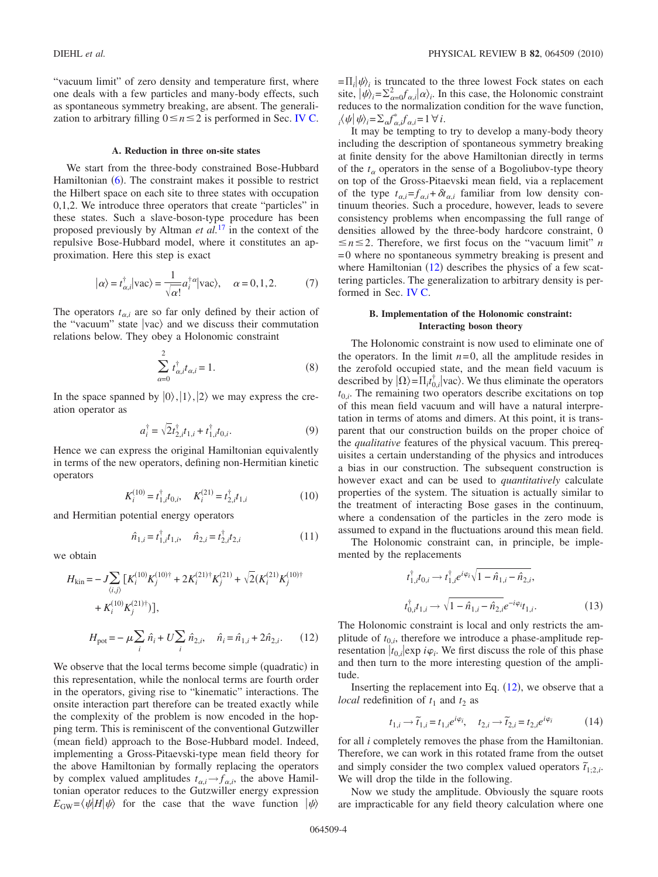"vacuum limit" of zero density and temperature first, where one deals with a few particles and many-body effects, such as spontaneous symmetry breaking, are absent. The generalization to arbitrary filling $0 \leq n \leq 2$ is performed in Sec. IV C.

### A. Reduction in three on-site states

We start from the three-body constrained Bose-Hubbard Hamiltonian (6). The constraint makes it possible to restrict the Hilbert space on each site to three states with occupation 0,1,2. We introduce three operators that create "particles" in these states. Such a slave-boson-type procedure has been proposed previously by Altman *et al.*[17] in the context of the repulsive Bose-Hubbard model, where it constitutes an approximation. Here this step is exact

$$|\alpha\rangle = t^{\dagger}_{\alpha,i}|\text{vac}\rangle = \frac{1}{\sqrt{\alpha!}} a_i^{\dagger \alpha}|\text{vac}\rangle, \quad \alpha = 0,1,2. \tag{7}$$

The operators $t_{\alpha,i}$ are so far only defined by their action of the "vacuum" state $|\text{vac}\rangle$ and we discuss their commutation relations below. They obey a Holonomic constraint

$$\sum_{\alpha=0}^{2} t^{\dagger}_{\alpha,i} t_{\alpha,i} = 1. \tag{8}$$

In the space spanned by $|0\rangle, |1\rangle, |2\rangle$ we may express the creation operator as

$$a_i^{\dagger} = \sqrt{2} t^{\dagger}_{2,i} t_{1,i} + t^{\dagger}_{1,i} t_{0,i}. \tag{9}$$

Hence we can express the original Hamiltonian equivalently in terms of the new operators, defining non-Hermitian kinetic operators

$$K_i^{(10)} = t^{\dagger}_{1,i} t_{0,i}, \quad K_i^{(21)} = t^{\dagger}_{2,i} t_{1,i} \tag{10}$$

and Hermitian potential energy operators

$$\hat{n}_{1,i} = t^{\dagger}_{1,i} t_{1,i}, \quad \hat{n}_{2,i} = t^{\dagger}_{2,i} t_{2,i} \tag{11}$$

we obtain

$$\begin{aligned} H_{\text{kin}} = &-J \sum_{\langle i,j \rangle} [K_i^{(10)} K_j^{(10)\dagger} + 2K_i^{(21)\dagger} K_j^{(21)} + \sqrt{2}(K_i^{(21)} K_j^{(10)\dagger} \\ &+ K_i^{(10)} K_j^{(21)\dagger})], \\ H_{\text{pot}} = &-\mu \sum_i \hat{n}_i + U \sum_i \hat{n}_{2,i}, \quad \hat{n}_i = \hat{n}_{1,i} + 2\hat{n}_{2,i}. \end{aligned} \tag{12}$$

We observe that the local terms become simple (quadratic) in this representation, while the nonlocal terms are fourth order in the operators, giving rise to "kinematic" interactions. The onsite interaction part therefore can be treated exactly while the complexity of the problem is now encoded in the hopping term. This is reminiscent of the conventional Gutzwiller (mean field) approach to the Bose-Hubbard model. Indeed, implementing a Gross-Pitaevskii-type mean field theory for the above Hamiltonian by formally replacing the operators by complex valued amplitudes $t_{\alpha,i} \to f_{\alpha,i}$, the above Hamiltonian operator reduces to the Gutzwiller energy expression $E_{\text{GW}} = \langle \psi | H | \psi \rangle$ for the case that the wave function $|\psi\rangle = \Pi_i |\psi\rangle_i$ is truncated to the three lowest Fock states on each site, $|\psi\rangle_i = \Sigma_{\alpha=0}^{2} f_{\alpha,i} |\alpha\rangle_i$. In this case, the Holonomic constraint reduces to the normalization condition for the wave function, ${}_i\langle \psi | \psi \rangle_i = \Sigma_\alpha f^*_{\alpha,i} f_{\alpha,i} = 1 \, \forall \, i$.

It may be tempting to try to develop a many-body theory including the description of spontaneous symmetry breaking at finite density for the above Hamiltonian directly in terms of the $t_\alpha$ operators in the sense of a Bogoliubov-type theory on top of the Gross-Pitaevski mean field, via a replacement of the type $t_{\alpha,i} = f_{\alpha,i} + \delta t_{\alpha,i}$ familiar from low density continuum theories. Such a procedure, however, leads to severe consistency problems when encompassing the full range of densities allowed by the three-body hardcore constraint, $0 \leq n \leq 2$. Therefore, we first focus on the "vacuum limit" $n = 0$ where no spontaneous symmetry breaking is present and where Hamiltonian (12) describes the physics of a few scattering particles. The generalization to arbitrary density is performed in Sec. IV C.

### B. Implementation of the Holonomic constraint: Interacting boson theory

The Holonomic constraint is now used to eliminate one of the operators. In the limit $n = 0$, all the amplitude resides in the zerofold occupied state, and the mean field vacuum is described by $|\Omega\rangle = \Pi_i t^{\dagger}_{0,i}|\text{vac}\rangle$. We thus eliminate the operators $t_{0,i}$. The remaining two operators describe excitations on top of this mean field vacuum and will have a natural interpretation in terms of atoms and dimers. At this point, it is transparent that our construction builds on the proper choice of the *qualitative* features of the physical vacuum. This prerequisites a certain understanding of the physics and introduces a bias in our construction. The subsequent construction is however exact and can be used to *quantitatively* calculate properties of the system. The situation is usually similar to the treatment of interacting Bose gases in the continuum, where a condensation of the particles in the zero mode is assumed to expand in the fluctuations around this mean field.

The Holonomic constraint can, in principle, be implemented by the replacements

$$\begin{aligned} t^{\dagger}_{1,i} t_{0,i} &\to t^{\dagger}_{1,i} e^{i\varphi_i} \sqrt{1 - \hat{n}_{1,i} - \hat{n}_{2,i}}, \\ t^{\dagger}_{0,i} t_{1,i} &\to \sqrt{1 - \hat{n}_{1,i} - \hat{n}_{2,i}} \, e^{-i\varphi_i} t_{1,i}. \end{aligned} \tag{13}$$

The Holonomic constraint is local and only restricts the amplitude of $t_{0,i}$, therefore we introduce a phase-amplitude representation $|t_{0,i}| \exp i\varphi_i$. We first discuss the role of this phase and then turn to the more interesting question of the amplitude.

Inserting the replacement into Eq. (12), we observe that a *local* redefinition of $t_1$ and $t_2$ as

$$t_{1,i} \to \tilde{t}_{1,i} = t_{1,i} e^{i\varphi_i}, \quad t_{2,i} \to \tilde{t}_{2,i} = t_{2,i} e^{i\varphi_i} \tag{14}$$

for all $i$ completely removes the phase from the Hamiltonian. Therefore, we can work in this rotated frame from the outset and simply consider the two complex valued operators $\tilde{t}_{1;2,i}$. We will drop the tilde in the following.

Now we study the amplitude. Obviously the square roots are impracticable for any field theory calculation where one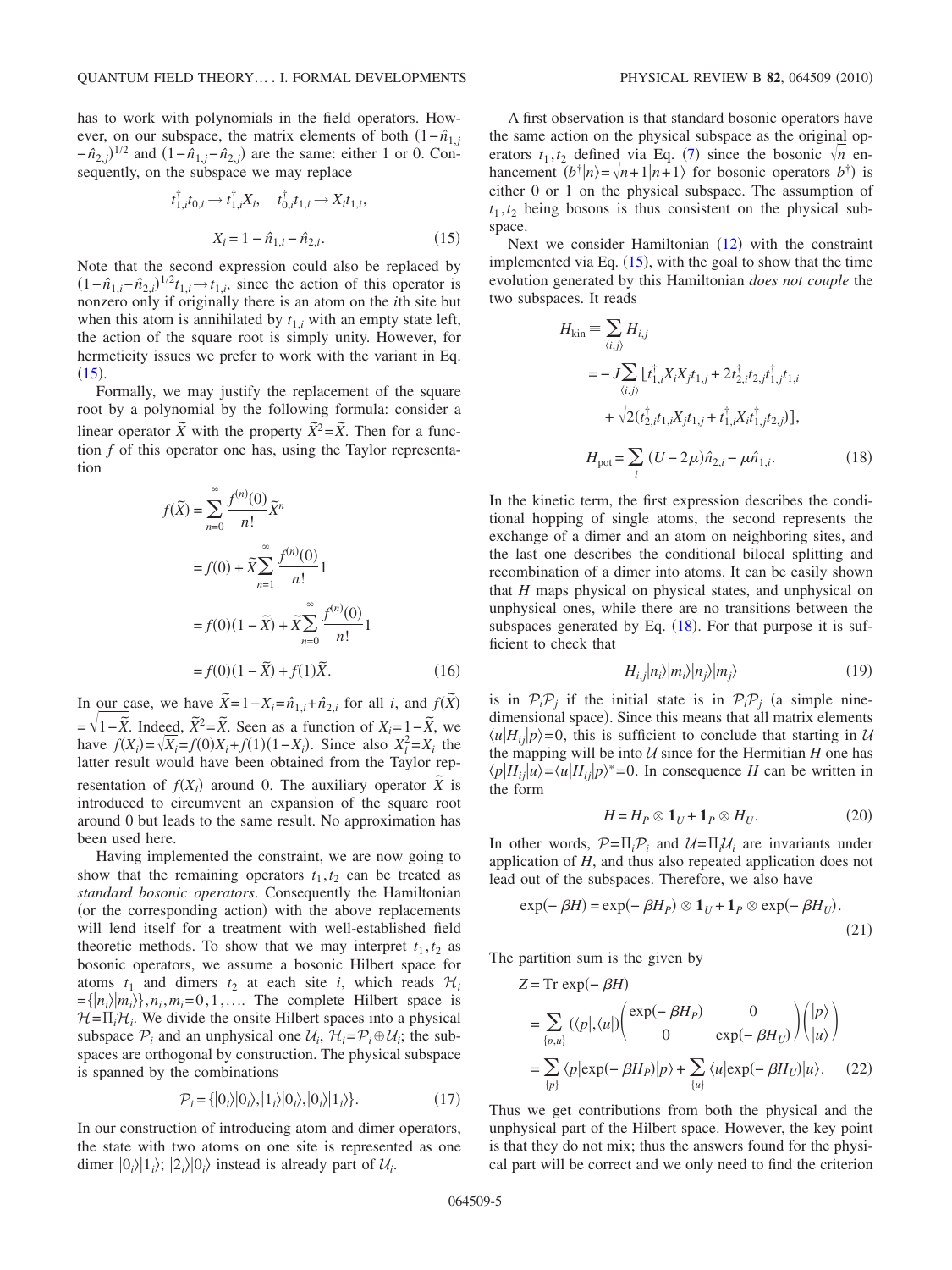has to work with polynomials in the field operators. However, on our subspace, the matrix elements of both $(1-\hat{n}_{1,j}-\hat{n}_{2,j})^{1/2}$ and $(1-\hat{n}_{1,j}-\hat{n}_{2,j})$ are the same: either 1 or 0. Consequently, on the subspace we may replace

$$
t_{1,i}^{\dagger}t_{0,i} \to t_{1,i}^{\dagger}X_i, \quad t_{0,i}^{\dagger}t_{1,i} \to X_i t_{1,i},
$$

$$
X_i = 1 - \hat{n}_{1,i} - \hat{n}_{2,i}. \tag{15}
$$

Note that the second expression could also be replaced by $(1-\hat{n}_{1,i}-\hat{n}_{2,i})^{1/2}t_{1,i} \to t_{1,i}$, since the action of this operator is nonzero only if originally there is an atom on the $i$th site but when this atom is annihilated by $t_{1,i}$ with an empty state left, the action of the square root is simply unity. However, for hermeticity issues we prefer to work with the variant in Eq. (15).

Formally, we may justify the replacement of the square root by a polynomial by the following formula: consider a linear operator $\tilde{X}$ with the property $\tilde{X}^2=\tilde{X}$. Then for a function $f$ of this operator one has, using the Taylor representation

$$
\begin{aligned}
f(\tilde{X}) &= \sum_{n=0}^{\infty} \frac{f^{(n)}(0)}{n!}\tilde{X}^n \\
&= f(0) + \tilde{X}\sum_{n=1}^{\infty} \frac{f^{(n)}(0)}{n!}1 \\
&= f(0)(1-\tilde{X}) + \tilde{X}\sum_{n=0}^{\infty} \frac{f^{(n)}(0)}{n!}1 \\
&= f(0)(1-\tilde{X}) + f(1)\tilde{X}.
\end{aligned} \tag{16}
$$

In our case, we have $\tilde{X}=1-X_i=\hat{n}_{1,i}+\hat{n}_{2,i}$ for all $i$, and $f(\tilde{X})=\sqrt{1-\tilde{X}}$. Indeed, $\tilde{X}^2=\tilde{X}$. Seen as a function of $X_i=1-\tilde{X}$, we have $f(X_i)=\sqrt{X_i}=f(0)X_i+f(1)(1-X_i)$. Since also $X_i^2=X_i$ the latter result would have been obtained from the Taylor representation of $f(X_i)$ around 0. The auxiliary operator $\tilde{X}$ is introduced to circumvent an expansion of the square root around 0 but leads to the same result. No approximation has been used here.

Having implemented the constraint, we are now going to show that the remaining operators $t_1,t_2$ can be treated as *standard bosonic operators*. Consequently the Hamiltonian (or the corresponding action) with the above replacements will lend itself for a treatment with well-established field theoretic methods. To show that we may interpret $t_1,t_2$ as bosonic operators, we assume a bosonic Hilbert space for atoms $t_1$ and dimers $t_2$ at each site $i$, which reads $\mathcal{H}_i=\{|n_i\rangle|m_i\rangle\}, n_i,m_i=0,1,\ldots$. The complete Hilbert space is $\mathcal{H}=\Pi_i\mathcal{H}_i$. We divide the onsite Hilbert spaces into a physical subspace $\mathcal{P}_i$ and an unphysical one $\mathcal{U}_i$, $\mathcal{H}_i=\mathcal{P}_i\oplus\mathcal{U}_i$; the subspaces are orthogonal by construction. The physical subspace is spanned by the combinations

$$
\mathcal{P}_i = \{|0_i\rangle|0_i\rangle, |1_i\rangle|0_i\rangle, |0_i\rangle|1_i\rangle\}. \tag{17}
$$

In our construction of introducing atom and dimer operators, the state with two atoms on one site is represented as one dimer $|0_i\rangle|1_i\rangle$; $|2_i\rangle|0_i\rangle$ instead is already part of $\mathcal{U}_i$.

A first observation is that standard bosonic operators have the same action on the physical subspace as the original operators $t_1,t_2$ defined via Eq. (7) since the bosonic $\sqrt{n}$ enhancement $(b^{\dagger}|n\rangle=\sqrt{n+1}|n+1\rangle$ for bosonic operators $b^{\dagger})$ is either 0 or 1 on the physical subspace. The assumption of $t_1,t_2$ being bosons is thus consistent on the physical subspace.

Next we consider Hamiltonian (12) with the constraint implemented via Eq. (15), with the goal to show that the time evolution generated by this Hamiltonian *does not couple* the two subspaces. It reads

$$
\begin{aligned}
H_{\text{kin}} &\equiv \sum_{\langle i,j\rangle} H_{i,j} \\
&= -J\sum_{\langle i,j\rangle}[t_{1,i}^{\dagger}X_iX_jt_{1,j} + 2t_{2,i}^{\dagger}t_{2,j}t_{1,j}^{\dagger}t_{1,i} \\
&\quad + \sqrt{2}(t_{2,i}^{\dagger}t_{1,i}X_jt_{1,j} + t_{1,i}^{\dagger}X_it_{1,j}^{\dagger}t_{2,j})], \\
H_{\text{pot}} &= \sum_i (U-2\mu)\hat{n}_{2,i} - \mu\hat{n}_{1,i}.
\end{aligned} \tag{18}
$$

In the kinetic term, the first expression describes the conditional hopping of single atoms, the second represents the exchange of a dimer and an atom on neighboring sites, and the last one describes the conditional bilocal splitting and recombination of a dimer into atoms. It can be easily shown that $H$ maps physical on physical states, and unphysical on unphysical ones, while there are no transitions between the subspaces generated by Eq. (18). For that purpose it is sufficient to check that

$$
H_{i,j}|n_i\rangle|m_i\rangle|n_j\rangle|m_j\rangle \tag{19}
$$

is in $\mathcal{P}_i\mathcal{P}_j$ if the initial state is in $\mathcal{P}_i\mathcal{P}_j$ (a simple nine-dimensional space). Since this means that all matrix elements $\langle u|H_{ij}|p\rangle=0$, this is sufficient to conclude that starting in $\mathcal{U}$ the mapping will be into $\mathcal{U}$ since for the Hermitian $H$ one has $\langle p|H_{ij}|u\rangle=\langle u|H_{ij}|p\rangle^*=0$. In consequence $H$ can be written in the form

$$
H = H_P \otimes \mathbf{1}_U + \mathbf{1}_P \otimes H_U. \tag{20}
$$

In other words, $\mathcal{P}=\Pi_i\mathcal{P}_i$ and $\mathcal{U}=\Pi_i\mathcal{U}_i$ are invariants under application of $H$, and thus also repeated application does not lead out of the subspaces. Therefore, we also have

$$
\exp(-\beta H) = \exp(-\beta H_P)\otimes\mathbf{1}_U + \mathbf{1}_P\otimes\exp(-\beta H_U). \tag{21}
$$

The partition sum is the given by

$$
\begin{aligned}
Z &= \text{Tr}\exp(-\beta H) \\
&= \sum_{\{p,u\}}(\langle p|,\langle u|)\begin{pmatrix}\exp(-\beta H_P) & 0\\ 0 & \exp(-\beta H_U)\end{pmatrix}\begin{pmatrix}|p\rangle\\ |u\rangle\end{pmatrix} \\
&= \sum_{\{p\}}\langle p|\exp(-\beta H_P)|p\rangle + \sum_{\{u\}}\langle u|\exp(-\beta H_U)|u\rangle.
\end{aligned} \tag{22}
$$

Thus we get contributions from both the physical and the unphysical part of the Hilbert space. However, the key point is that they do not mix; thus the answers found for the physical part will be correct and we only need to find the criterion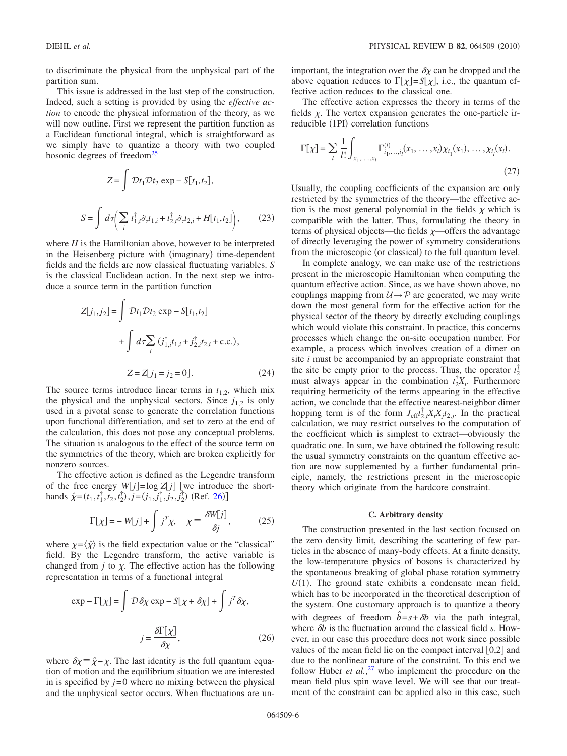to discriminate the physical from the unphysical part of the partition sum.

This issue is addressed in the last step of the construction. Indeed, such a setting is provided by using the *effective action* to encode the physical information of the theory, as we will now outline. First we represent the partition function as a Euclidean functional integral, which is straightforward as we simply have to quantize a theory with two coupled bosonic degrees of freedom[25]

$$Z = \int \mathcal{D}t_1\mathcal{D}t_2 \exp - S[t_1,t_2],$$

$$S = \int d\tau\left(\sum_i t_{1,i}^\dagger \partial_\tau t_{1,i} + t_{2,i}^\dagger \partial_\tau t_{2,i} + H[t_1,t_2]\right), \qquad (23)$$

where $H$ is the Hamiltonian above, however to be interpreted in the Heisenberg picture with (imaginary) time-dependent fields and the fields are now classical fluctuating variables. $S$ is the classical Euclidean action. In the next step we introduce a source term in the partition function

$$Z[j_1,j_2] = \int \mathcal{D}t_1\mathcal{D}t_2 \exp - S[t_1,t_2] + \int d\tau \sum_i (j_{1,i}^\dagger t_{1,i} + j_{2,i}^\dagger t_{2,i} + \text{c.c.}),$$

$$Z = Z[j_1 = j_2 = 0]. \qquad (24)$$

The source terms introduce linear terms in $t_{1,2}$, which mix the physical and the unphysical sectors. Since $j_{1,2}$ is only used in a pivotal sense to generate the correlation functions upon functional differentiation, and set to zero at the end of the calculation, this does not pose any conceptual problems. The situation is analogous to the effect of the source term on the symmetries of the theory, which are broken explicitly for nonzero sources.

The effective action is defined as the Legendre transform of the free energy $W[j] = \log Z[j]$ [we introduce the shorthands $\hat{\chi} = (t_1, t_1^\dagger, t_2, t_2^\dagger), j = (j_1, j_1^\dagger, j_2, j_2^\dagger)$ (Ref. 26)]

$$\Gamma[\chi] = -W[j] + \int j^T \chi, \quad \chi \equiv \frac{\delta W[j]}{\delta j}, \qquad (25)$$

where $\chi = \langle \hat{\chi} \rangle$ is the field expectation value or the "classical" field. By the Legendre transform, the active variable is changed from $j$ to $\chi$. The effective action has the following representation in terms of a functional integral

$$\exp - \Gamma[\chi] = \int \mathcal{D}\delta\chi \exp - S[\chi + \delta\chi] + \int j^T \delta\chi,$$

$$j = \frac{\delta \Gamma[\chi]}{\delta \chi}, \qquad (26)$$

where $\delta\chi \equiv \hat{\chi} - \chi$. The last identity is the full quantum equation of motion and the equilibrium situation we are interested in is specified by $j=0$ where no mixing between the physical and the unphysical sector occurs. When fluctuations are unimportant, the integration over the $\delta\chi$ can be dropped and the above equation reduces to $\Gamma[\chi] = S[\chi]$, i.e., the quantum effective action reduces to the classical one.

The effective action expresses the theory in terms of the fields $\chi$. The vertex expansion generates the one-particle irreducible (1PI) correlation functions

$$\Gamma[\chi] = \sum_l \frac{1}{l!} \int_{x_1,\ldots,x_l} \Gamma^{(l)}_{i_1,\ldots,i_l}(x_1, \ldots, x_l)\chi_{i_1}(x_1), \ldots, \chi_{i_l}(x_l). \qquad (27)$$

Usually, the coupling coefficients of the expansion are only restricted by the symmetries of the theory—the effective action is the most general polynomial in the fields $\chi$ which is compatible with the latter. Thus, formulating the theory in terms of physical objects—the fields $\chi$—offers the advantage of directly leveraging the power of symmetry considerations from the microscopic (or classical) to the full quantum level.

In complete analogy, we can make use of the restrictions present in the microscopic Hamiltonian when computing the quantum effective action. Since, as we have shown above, no couplings mapping from $\mathcal{U} \to \mathcal{P}$ are generated, we may write down the most general form for the effective action for the physical sector of the theory by directly excluding couplings which would violate this constraint. In practice, this concerns processes which change the on-site occupation number. For example, a process which involves creation of a dimer on site $i$ must be accompanied by an appropriate constraint that the site be empty prior to the process. Thus, the operator $t_2^\dagger$ must always appear in the combination $t_2^\dagger X_i$. Furthermore requiring hermeticity of the terms appearing in the effective action, we conclude that the effective nearest-neighbor dimer hopping term is of the form $J_{\text{eff}} t_{2,i}^\dagger X_i X_j t_{2,j}$. In the practical calculation, we may restrict ourselves to the computation of the coefficient which is simplest to extract—obviously the quadratic one. In sum, we have obtained the following result: the usual symmetry constraints on the quantum effective action are now supplemented by a further fundamental principle, namely, the restrictions present in the microscopic theory which originate from the hardcore constraint.

### C. Arbitrary density

The construction presented in the last section focused on the zero density limit, describing the scattering of few particles in the absence of many-body effects. At a finite density, the low-temperature physics of bosons is characterized by the spontaneous breaking of global phase rotation symmetry $U(1)$. The ground state exhibits a condensate mean field, which has to be incorporated in the theoretical description of the system. One customary approach is to quantize a theory with degrees of freedom $\hat{b} = s + \delta b$ via the path integral, where $\delta b$ is the fluctuation around the classical field $s$. However, in our case this procedure does not work since possible values of the mean field lie on the compact interval [0,2] and due to the nonlinear nature of the constraint. To this end we follow Huber *et al.*,[27] who implement the procedure on the mean field plus spin wave level. We will see that our treatment of the constraint can be applied also in this case, such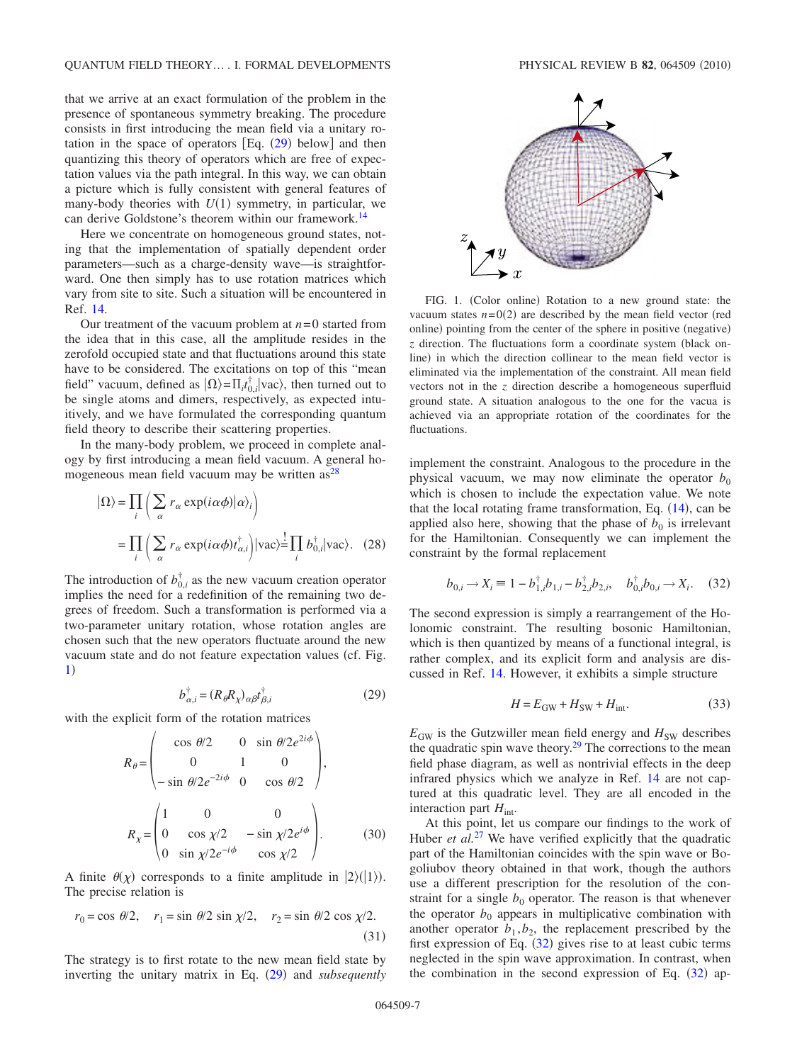that we arrive at an exact formulation of the problem in the presence of spontaneous symmetry breaking. The procedure consists in first introducing the mean field via a unitary rotation in the space of operators [Eq. (29) below] and then quantizing this theory of operators which are free of expectation values via the path integral. In this way, we can obtain a picture which is fully consistent with general features of many-body theories with $U(1)$ symmetry, in particular, we can derive Goldstone's theorem within our framework.[14]

Here we concentrate on homogeneous ground states, noting that the implementation of spatially dependent order parameters—such as a charge-density wave—is straightforward. One then simply has to use rotation matrices which vary from site to site. Such a situation will be encountered in Ref. 14.

Our treatment of the vacuum problem at $n=0$ started from the idea that in this case, all the amplitude resides in the zerofold occupied state and that fluctuations around this state have to be considered. The excitations on top of this "mean field" vacuum, defined as $|\Omega\rangle = \Pi_i t_{0,i}^\dagger |\text{vac}\rangle$, then turned out to be single atoms and dimers, respectively, as expected intuitively, and we have formulated the corresponding quantum field theory to describe their scattering properties.

In the many-body problem, we proceed in complete analogy by first introducing a mean field vacuum. A general homogeneous mean field vacuum may be written as[28]

$$|\Omega\rangle = \prod_i \left( \sum_\alpha r_\alpha \exp(i\alpha\phi) |\alpha\rangle_i \right) = \prod_i \left( \sum_\alpha r_\alpha \exp(i\alpha\phi) t_{\alpha,i}^\dagger \right) |\text{vac}\rangle \overset{!}{=} \prod_i b_{0,i}^\dagger |\text{vac}\rangle. \quad (28)$$

The introduction of $b_{0,i}^\dagger$ as the new vacuum creation operator implies the need for a redefinition of the remaining two degrees of freedom. Such a transformation is performed via a two-parameter unitary rotation, whose rotation angles are chosen such that the new operators fluctuate around the new vacuum state and do not feature expectation values (cf. Fig. 1)

$$b_{\alpha,i}^\dagger = (R_\theta R_\chi)_{\alpha\beta} t_{\beta,i}^\dagger \quad (29)$$

with the explicit form of the rotation matrices

$$R_\theta = \begin{pmatrix} \cos\theta/2 & 0 & \sin\theta/2 e^{2i\phi} \\ 0 & 1 & 0 \\ -\sin\theta/2 e^{-2i\phi} & 0 & \cos\theta/2 \end{pmatrix},$$

$$R_\chi = \begin{pmatrix} 1 & 0 & 0 \\ 0 & \cos\chi/2 & -\sin\chi/2 e^{i\phi} \\ 0 & \sin\chi/2 e^{-i\phi} & \cos\chi/2 \end{pmatrix}. \quad (30)$$

A finite $\theta(\chi)$ corresponds to a finite amplitude in $|2\rangle(|1\rangle)$. The precise relation is

$$r_0 = \cos\theta/2, \quad r_1 = \sin\theta/2 \sin\chi/2, \quad r_2 = \sin\theta/2 \cos\chi/2. \quad (31)$$

The strategy is to first rotate to the new mean field state by inverting the unitary matrix in Eq. (29) and *subsequently* implement the constraint. Analogous to the procedure in the physical vacuum, we may now eliminate the operator $b_0$ which is chosen to include the expectation value. We note that the local rotating frame transformation, Eq. (14), can be applied also here, showing that the phase of $b_0$ is irrelevant for the Hamiltonian. Consequently we can implement the constraint by the formal replacement

FIG. 1. (Color online) Rotation to a new ground state: the vacuum states $n=0(2)$ are described by the mean field vector (red online) pointing from the center of the sphere in positive (negative) $z$ direction. The fluctuations form a coordinate system (black online) in which the direction collinear to the mean field vector is eliminated via the implementation of the constraint. All mean field vectors not in the $z$ direction describe a homogeneous superfluid ground state. A situation analogous to the one for the vacua is achieved via an appropriate rotation of the coordinates for the fluctuations.

$$b_{0,i} \to X_i \equiv 1 - b_{1,i}^\dagger b_{1,i} - b_{2,i}^\dagger b_{2,i}, \quad b_{0,i}^\dagger b_{0,i} \to X_i. \quad (32)$$

The second expression is simply a rearrangement of the Holonomic constraint. The resulting bosonic Hamiltonian, which is then quantized by means of a functional integral, is rather complex, and its explicit form and analysis are discussed in Ref. 14. However, it exhibits a simple structure

$$H = E_{\text{GW}} + H_{\text{SW}} + H_{\text{int}}. \quad (33)$$

$E_{\text{GW}}$ is the Gutzwiller mean field energy and $H_{\text{SW}}$ describes the quadratic spin wave theory.[29] The corrections to the mean field phase diagram, as well as nontrivial effects in the deep infrared physics which we analyze in Ref. 14 are not captured at this quadratic level. They are all encoded in the interaction part $H_{\text{int}}$.

At this point, let us compare our findings to the work of Huber *et al.*[27] We have verified explicitly that the quadratic part of the Hamiltonian coincides with the spin wave or Bogoliubov theory obtained in that work, though the authors use a different prescription for the resolution of the constraint for a single $b_0$ operator. The reason is that whenever the operator $b_0$ appears in multiplicative combination with another operator $b_1, b_2$, the replacement prescribed by the first expression of Eq. (32) gives rise to at least cubic terms neglected in the spin wave approximation. In contrast, when the combination in the second expression of Eq. (32) ap-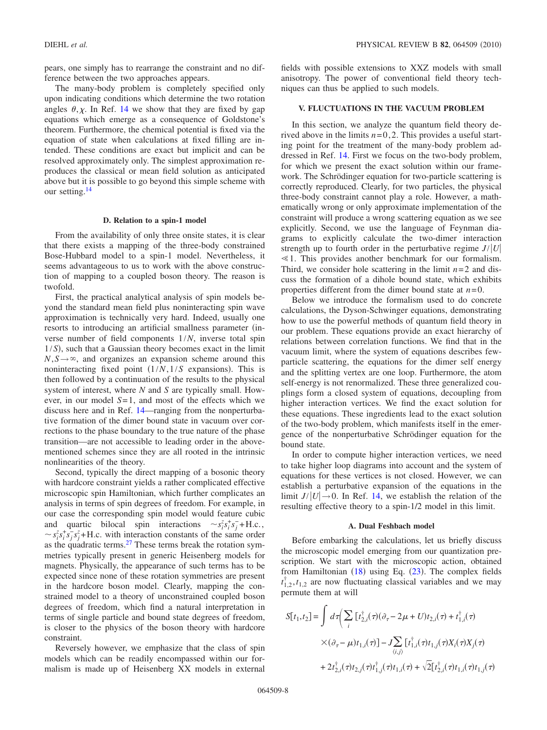pears, one simply has to rearrange the constraint and no difference between the two approaches appears.

The many-body problem is completely specified only upon indicating conditions which determine the two rotation angles $\theta,\chi$. In Ref. 14 we show that they are fixed by gap equations which emerge as a consequence of Goldstone's theorem. Furthermore, the chemical potential is fixed via the equation of state when calculations at fixed filling are intended. These conditions are exact but implicit and can be resolved approximately only. The simplest approximation reproduces the classical or mean field solution as anticipated above but it is possible to go beyond this simple scheme with our setting.[14]

#### D. Relation to a spin-1 model

From the availability of only three onsite states, it is clear that there exists a mapping of the three-body constrained Bose-Hubbard model to a spin-1 model. Nevertheless, it seems advantageous to us to work with the above construction of mapping to a coupled boson theory. The reason is twofold.

First, the practical analytical analysis of spin models beyond the standard mean field plus noninteracting spin wave approximation is technically very hard. Indeed, usually one resorts to introducing an artificial smallness parameter (inverse number of field components $1/N$, inverse total spin $1/S$), such that a Gaussian theory becomes exact in the limit $N,S\to\infty$, and organizes an expansion scheme around this noninteracting fixed point ($1/N,1/S$ expansions). This is then followed by a continuation of the results to the physical system of interest, where $N$ and $S$ are typically small. However, in our model $S=1$, and most of the effects which we discuss here and in Ref. 14—ranging from the nonperturbative formation of the dimer bound state in vacuum over corrections to the phase boundary to the true nature of the phase transition—are not accessible to leading order in the above-mentioned schemes since they are all rooted in the intrinsic nonlinearities of the theory.

Second, typically the direct mapping of a bosonic theory with hardcore constraint yields a rather complicated effective microscopic spin Hamiltonian, which further complicates an analysis in terms of spin degrees of freedom. For example, in our case the corresponding spin model would feature cubic and quartic bilocal spin interactions $\sim s_i^z s_i^+ s_j^- +\text{H.c.}$, $\sim s_i^z s_i^+ s_j^- s_j^z +\text{H.c.}$ with interaction constants of the same order as the quadratic terms.[27] These terms break the rotation symmetries typically present in generic Heisenberg models for magnets. Physically, the appearance of such terms has to be expected since none of these rotation symmetries are present in the hardcore boson model. Clearly, mapping the constrained model to a theory of unconstrained coupled boson degrees of freedom, which find a natural interpretation in terms of single particle and bound state degrees of freedom, is closer to the physics of the boson theory with hardcore constraint.

Reversely however, we emphasize that the class of spin models which can be readily encompassed within our formalism is made up of Heisenberg XX models in external fields with possible extensions to XXZ models with small anisotropy. The power of conventional field theory techniques can thus be applied to such models.

### V. FLUCTUATIONS IN THE VACUUM PROBLEM

In this section, we analyze the quantum field theory derived above in the limits $n=0,2$. This provides a useful starting point for the treatment of the many-body problem addressed in Ref. 14. First we focus on the two-body problem, for which we present the exact solution within our framework. The Schrödinger equation for two-particle scattering is correctly reproduced. Clearly, for two particles, the physical three-body constraint cannot play a role. However, a mathematically wrong or only approximate implementation of the constraint will produce a wrong scattering equation as we see explicitly. Second, we use the language of Feynman diagrams to explicitly calculate the two-dimer interaction strength up to fourth order in the perturbative regime $J/|U| \ll 1$. This provides another benchmark for our formalism. Third, we consider hole scattering in the limit $n=2$ and discuss the formation of a dihole bound state, which exhibits properties different from the dimer bound state at $n=0$.

Below we introduce the formalism used to do concrete calculations, the Dyson-Schwinger equations, demonstrating how to use the powerful methods of quantum field theory in our problem. These equations provide an exact hierarchy of relations between correlation functions. We find that in the vacuum limit, where the system of equations describes few-particle scattering, the equations for the dimer self energy and the splitting vertex are one loop. Furthermore, the atom self-energy is not renormalized. These three generalized couplings form a closed system of equations, decoupling from higher interaction vertices. We find the exact solution for these equations. These ingredients lead to the exact solution of the two-body problem, which manifests itself in the emergence of the nonperturbative Schrödinger equation for the bound state.

In order to compute higher interaction vertices, we need to take higher loop diagrams into account and the system of equations for these vertices is not closed. However, we can establish a perturbative expansion of the equations in the limit $J/|U|\to 0$. In Ref. 14, we establish the relation of the resulting effective theory to a spin-1/2 model in this limit.

#### A. Dual Feshbach model

Before embarking the calculations, let us briefly discuss the microscopic model emerging from our quantization prescription. We start with the microscopic action, obtained from Hamiltonian (18) using Eq. (23). The complex fields $t_{1,2}^\dagger, t_{1,2}$ are now fluctuating classical variables and we may permute them at will

$$
\begin{aligned}
S[t_1,t_2] = \int d\tau \Bigg( & \sum_i [t_{2,i}^\dagger(\tau)(\partial_\tau - 2\mu + U)t_{2,i}(\tau) + t_{1,i}^\dagger(\tau) \\
& \times(\partial_\tau - \mu)t_{1,i}(\tau)] - J\sum_{\langle i,j\rangle}[t_{1,i}^\dagger(\tau)t_{1,j}(\tau)X_i(\tau)X_j(\tau) \\
& + 2t_{2,i}^\dagger(\tau)t_{2,j}(\tau)t_{1,j}^\dagger(\tau)t_{1,i}(\tau) + \sqrt{2}[t_{2,i}^\dagger(\tau)t_{1,i}(\tau)t_{1,j}(\tau)
\end{aligned}
$$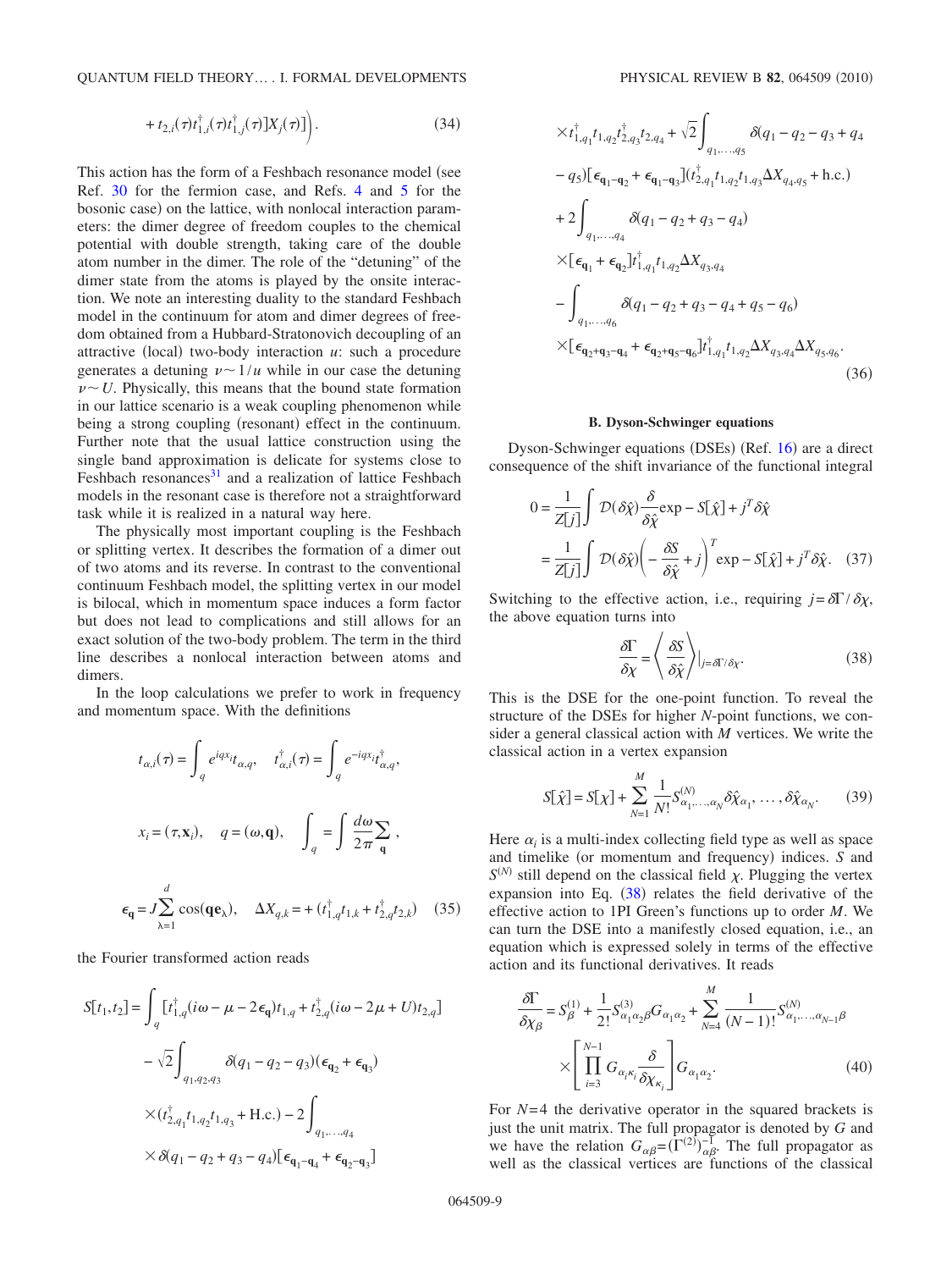$$+ t_{2,i}(\tau)t^{\dagger}_{1,i}(\tau)t^{\dagger}_{1,j}(\tau)]X_j(\tau)\Big). \tag{34}$$

This action has the form of a Feshbach resonance model (see Ref. 30 for the fermion case, and Refs. 4 and 5 for the bosonic case) on the lattice, with nonlocal interaction parameters: the dimer degree of freedom couples to the chemical potential with double strength, taking care of the double atom number in the dimer. The role of the "detuning" of the dimer state from the atoms is played by the onsite interaction. We note an interesting duality to the standard Feshbach model in the continuum for atom and dimer degrees of freedom obtained from a Hubbard-Stratonovich decoupling of an attractive (local) two-body interaction $u$: such a procedure generates a detuning $\nu \sim 1/u$ while in our case the detuning $\nu \sim U$. Physically, this means that the bound state formation in our lattice scenario is a weak coupling phenomenon while being a strong coupling (resonant) effect in the continuum. Further note that the usual lattice construction using the single band approximation is delicate for systems close to Feshbach resonances[31] and a realization of lattice Feshbach models in the resonant case is therefore not a straightforward task while it is realized in a natural way here.

The physically most important coupling is the Feshbach or splitting vertex. It describes the formation of a dimer out of two atoms and its reverse. In contrast to the conventional continuum Feshbach model, the splitting vertex in our model is bilocal, which in momentum space induces a form factor but does not lead to complications and still allows for an exact solution of the two-body problem. The term in the third line describes a nonlocal interaction between atoms and dimers.

In the loop calculations we prefer to work in frequency and momentum space. With the definitions

$$t_{\alpha,i}(\tau) = \int_q e^{iqx_i} t_{\alpha,q}, \quad t^{\dagger}_{\alpha,i}(\tau) = \int_q e^{-iqx_i} t^{\dagger}_{\alpha,q},$$

$$x_i = (\tau, \mathbf{x}_i), \quad q = (\omega, \mathbf{q}), \quad \int_q = \int \frac{d\omega}{2\pi} \sum_{\mathbf{q}},$$

$$\epsilon_{\mathbf{q}} = J \sum_{\lambda=1}^{d} \cos(\mathbf{q}\mathbf{e}_{\lambda}), \quad \Delta X_{q,k} = + (t^{\dagger}_{1,q} t_{1,k} + t^{\dagger}_{2,q} t_{2,k}) \tag{35}$$

the Fourier transformed action reads

$$\begin{aligned}
S[t_1,t_2] &= \int_q [t^{\dagger}_{1,q}(i\omega - \mu - 2\epsilon_{\mathbf{q}})t_{1,q} + t^{\dagger}_{2,q}(i\omega - 2\mu + U)t_{2,q}] \\
&\quad - \sqrt{2}\int_{q_1,q_2,q_3} \delta(q_1 - q_2 - q_3)(\epsilon_{\mathbf{q}_2} + \epsilon_{\mathbf{q}_3}) \\
&\quad \times (t^{\dagger}_{2,q_1} t_{1,q_2} t_{1,q_3} + \text{H.c.}) - 2\int_{q_1,\ldots,q_4} \\
&\quad \times \delta(q_1 - q_2 + q_3 - q_4)[\epsilon_{\mathbf{q}_1-\mathbf{q}_4} + \epsilon_{\mathbf{q}_2-\mathbf{q}_3}] \\
&\quad \times t^{\dagger}_{1,q_1} t_{1,q_2} t^{\dagger}_{2,q_3} t_{2,q_4} + \sqrt{2}\int_{q_1,\ldots,q_5} \delta(q_1 - q_2 - q_3 + q_4 \\
&\quad - q_5)[\epsilon_{\mathbf{q}_1-\mathbf{q}_2} + \epsilon_{\mathbf{q}_1-\mathbf{q}_3}](t^{\dagger}_{2,q_1} t_{1,q_2} t_{1,q_3} \Delta X_{q_4,q_5} + \text{h.c.}) \\
&\quad + 2\int_{q_1,\ldots,q_4} \delta(q_1 - q_2 + q_3 - q_4) \\
&\quad \times [\epsilon_{\mathbf{q}_1} + \epsilon_{\mathbf{q}_2}] t^{\dagger}_{1,q_1} t_{1,q_2} \Delta X_{q_3,q_4} \\
&\quad - \int_{q_1,\ldots,q_6} \delta(q_1 - q_2 + q_3 - q_4 + q_5 - q_6) \\
&\quad \times [\epsilon_{\mathbf{q}_2+\mathbf{q}_3-\mathbf{q}_4} + \epsilon_{\mathbf{q}_2+\mathbf{q}_5-\mathbf{q}_6}] t^{\dagger}_{1,q_1} t_{1,q_2} \Delta X_{q_3,q_4} \Delta X_{q_5,q_6}.
\end{aligned} \tag{36}$$

### B. Dyson-Schwinger equations

Dyson-Schwinger equations (DSEs) (Ref. 16) are a direct consequence of the shift invariance of the functional integral

$$\begin{aligned}
0 &= \frac{1}{Z[j]} \int \mathcal{D}(\delta\hat{\chi}) \frac{\delta}{\delta\hat{\chi}} \exp - S[\hat{\chi}] + j^T \delta\hat{\chi} \\
&= \frac{1}{Z[j]} \int \mathcal{D}(\delta\hat{\chi}) \left( - \frac{\delta S}{\delta\hat{\chi}} + j \right)^T \exp - S[\hat{\chi}] + j^T \delta\hat{\chi}.
\end{aligned} \tag{37}$$

Switching to the effective action, i.e., requiring $j = \delta\Gamma/\delta\chi$, the above equation turns into

$$\frac{\delta\Gamma}{\delta\chi} = \left\langle \frac{\delta S}{\delta\hat{\chi}} \right\rangle \Big|_{j=\delta\Gamma/\delta\chi}. \tag{38}$$

This is the DSE for the one-point function. To reveal the structure of the DSEs for higher $N$-point functions, we consider a general classical action with $M$ vertices. We write the classical action in a vertex expansion

$$S[\hat{\chi}] = S[\chi] + \sum_{N=1}^{M} \frac{1}{N!} S^{(N)}_{\alpha_1,\ldots,\alpha_N} \delta\hat{\chi}_{\alpha_1}, \ldots, \delta\hat{\chi}_{\alpha_N}. \tag{39}$$

Here $\alpha_i$ is a multi-index collecting field type as well as space and timelike (or momentum and frequency) indices. $S$ and $S^{(N)}$ still depend on the classical field $\chi$. Plugging the vertex expansion into Eq. (38) relates the field derivative of the effective action to 1PI Green's functions up to order $M$. We can turn the DSE into a manifestly closed equation, i.e., an equation which is expressed solely in terms of the effective action and its functional derivatives. It reads

$$\begin{aligned}
\frac{\delta\Gamma}{\delta\chi_\beta} &= S^{(1)}_{\beta} + \frac{1}{2!} S^{(3)}_{\alpha_1\alpha_2\beta} G_{\alpha_1\alpha_2} + \sum_{N=4}^{M} \frac{1}{(N-1)!} S^{(N)}_{\alpha_1,\ldots,\alpha_{N-1}\beta} \\
&\quad \times \left[ \prod_{i=3}^{N-1} G_{\alpha_i\kappa_i} \frac{\delta}{\delta\chi_{\kappa_i}} \right] G_{\alpha_1\alpha_2}.
\end{aligned} \tag{40}$$

For $N=4$ the derivative operator in the squared brackets is just the unit matrix. The full propagator is denoted by $G$ and we have the relation $G_{\alpha\beta} = (\Gamma^{(2)})^{-1}_{\alpha\beta}$. The full propagator as well as the classical vertices are functions of the classical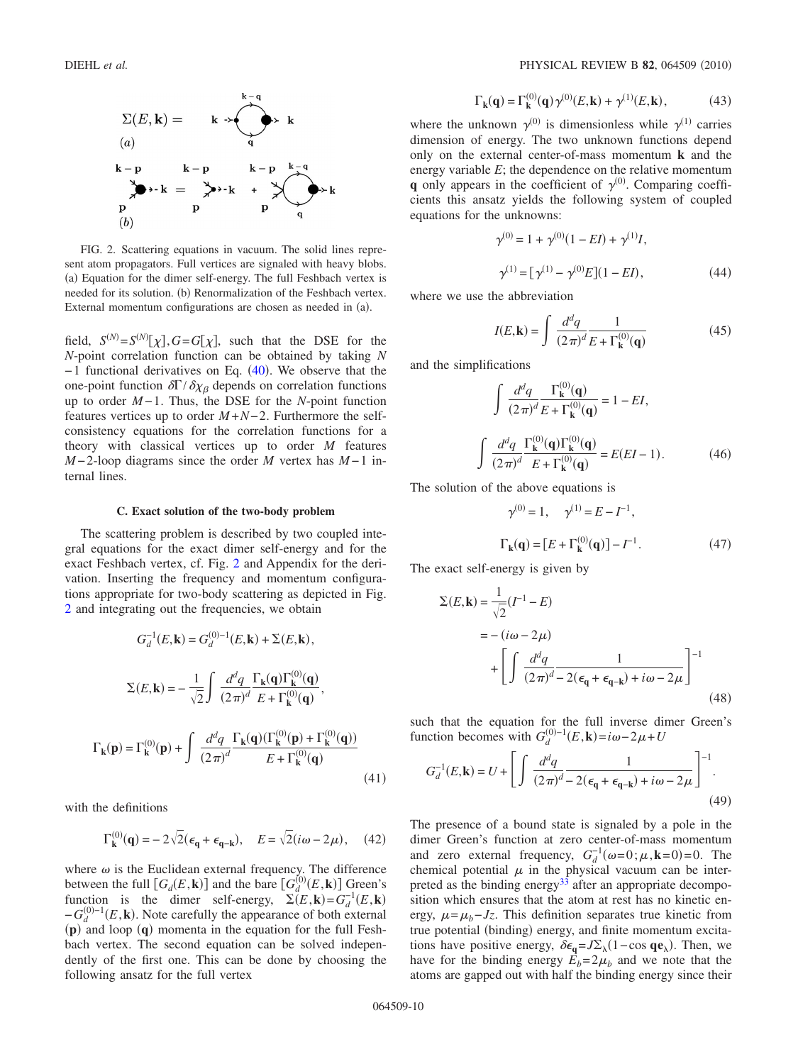FIG. 2. Scattering equations in vacuum. The solid lines represent atom propagators. Full vertices are signaled with heavy blobs. (a) Equation for the dimer self-energy. The full Feshbach vertex is needed for its solution. (b) Renormalization of the Feshbach vertex. External momentum configurations are chosen as needed in (a).

field, $S^{(N)}=S^{(N)}[\chi], G=G[\chi]$, such that the DSE for the $N$-point correlation function can be obtained by taking $N-1$ functional derivatives on Eq. (40). We observe that the one-point function $\delta\Gamma/\delta\chi_\beta$ depends on correlation functions up to order $M-1$. Thus, the DSE for the $N$-point function features vertices up to order $M+N-2$. Furthermore the self-consistency equations for the correlation functions for a theory with classical vertices up to order $M$ features $M-2$-loop diagrams since the order $M$ vertex has $M-1$ internal lines.

### C. Exact solution of the two-body problem

The scattering problem is described by two coupled integral equations for the exact dimer self-energy and for the exact Feshbach vertex, cf. Fig. 2 and Appendix for the derivation. Inserting the frequency and momentum configurations appropriate for two-body scattering as depicted in Fig. 2 and integrating out the frequencies, we obtain

$$G_d^{-1}(E,\mathbf{k}) = G_d^{(0)-1}(E,\mathbf{k}) + \Sigma(E,\mathbf{k}),$$

$$\Sigma(E,\mathbf{k}) = -\frac{1}{\sqrt{2}}\int \frac{d^dq}{(2\pi)^d}\frac{\Gamma_{\mathbf{k}}(\mathbf{q})\Gamma_{\mathbf{k}}^{(0)}(\mathbf{q})}{E+\Gamma_{\mathbf{k}}^{(0)}(\mathbf{q})},$$

$$\Gamma_{\mathbf{k}}(\mathbf{p}) = \Gamma_{\mathbf{k}}^{(0)}(\mathbf{p}) + \int \frac{d^dq}{(2\pi)^d}\frac{\Gamma_{\mathbf{k}}(\mathbf{q})(\Gamma_{\mathbf{k}}^{(0)}(\mathbf{p})+\Gamma_{\mathbf{k}}^{(0)}(\mathbf{q}))}{E+\Gamma_{\mathbf{k}}^{(0)}(\mathbf{q})} \tag{41}$$

with the definitions

$$\Gamma_{\mathbf{k}}^{(0)}(\mathbf{q}) = -2\sqrt{2}(\epsilon_{\mathbf{q}}+\epsilon_{\mathbf{q}-\mathbf{k}}), \quad E=\sqrt{2}(i\omega-2\mu), \tag{42}$$

where $\omega$ is the Euclidean external frequency. The difference between the full $[G_d(E,\mathbf{k})]$ and the bare $[G_d^{(0)}(E,\mathbf{k})]$ Green's function is the dimer self-energy, $\Sigma(E,\mathbf{k})=G_d^{-1}(E,\mathbf{k})-G_d^{(0)-1}(E,\mathbf{k})$. Note carefully the appearance of both external ($\mathbf{p}$) and loop ($\mathbf{q}$) momenta in the equation for the full Feshbach vertex. The second equation can be solved independently of the first one. This can be done by choosing the following ansatz for the full vertex

$$\Gamma_{\mathbf{k}}(\mathbf{q}) = \Gamma_{\mathbf{k}}^{(0)}(\mathbf{q})\gamma^{(0)}(E,\mathbf{k}) + \gamma^{(1)}(E,\mathbf{k}), \tag{43}$$

where the unknown $\gamma^{(0)}$ is dimensionless while $\gamma^{(1)}$ carries dimension of energy. The two unknown functions depend only on the external center-of-mass momentum $\mathbf{k}$ and the energy variable $E$; the dependence on the relative momentum $\mathbf{q}$ only appears in the coefficient of $\gamma^{(0)}$. Comparing coefficients this ansatz yields the following system of coupled equations for the unknowns:

$$\gamma^{(0)} = 1 + \gamma^{(0)}(1-EI) + \gamma^{(1)}I,$$

$$\gamma^{(1)} = [\gamma^{(1)} - \gamma^{(0)}E](1-EI), \tag{44}$$

where we use the abbreviation

$$I(E,\mathbf{k}) = \int \frac{d^dq}{(2\pi)^d}\frac{1}{E+\Gamma_{\mathbf{k}}^{(0)}(\mathbf{q})} \tag{45}$$

and the simplifications

$$\int \frac{d^dq}{(2\pi)^d}\frac{\Gamma_{\mathbf{k}}^{(0)}(\mathbf{q})}{E+\Gamma_{\mathbf{k}}^{(0)}(\mathbf{q})} = 1-EI,$$

$$\int \frac{d^dq}{(2\pi)^d}\frac{\Gamma_{\mathbf{k}}^{(0)}(\mathbf{q})\Gamma_{\mathbf{k}}^{(0)}(\mathbf{q})}{E+\Gamma_{\mathbf{k}}^{(0)}(\mathbf{q})} = E(EI-1). \tag{46}$$

The solution of the above equations is

$$\gamma^{(0)}=1, \quad \gamma^{(1)} = E - I^{-1},$$

$$\Gamma_{\mathbf{k}}(\mathbf{q}) = [E+\Gamma_{\mathbf{k}}^{(0)}(\mathbf{q})] - I^{-1}. \tag{47}$$

The exact self-energy is given by

$$\begin{aligned}\Sigma(E,\mathbf{k}) &= \frac{1}{\sqrt{2}}(I^{-1}-E)\\ &= -(i\omega-2\mu) + \left[\int \frac{d^dq}{(2\pi)^d}\frac{1}{-2(\epsilon_{\mathbf{q}}+\epsilon_{\mathbf{q}-\mathbf{k}})+i\omega-2\mu}\right]^{-1}\end{aligned} \tag{48}$$

such that the equation for the full inverse dimer Green's function becomes with $G_d^{(0)-1}(E,\mathbf{k})=i\omega-2\mu+U$

$$G_d^{-1}(E,\mathbf{k}) = U + \left[\int \frac{d^dq}{(2\pi)^d}\frac{1}{-2(\epsilon_{\mathbf{q}}+\epsilon_{\mathbf{q}-\mathbf{k}})+i\omega-2\mu}\right]^{-1}. \tag{49}$$

The presence of a bound state is signaled by a pole in the dimer Green's function at zero center-of-mass momentum and zero external frequency, $G_d^{-1}(\omega=0;\mu,\mathbf{k}=0)=0$. The chemical potential $\mu$ in the physical vacuum can be interpreted as the binding energy[33] after an appropriate decomposition which ensures that the atom at rest has no kinetic energy, $\mu=\mu_b-Jz$. This definition separates true kinetic from true potential (binding) energy, and finite momentum excitations have positive energy, $\delta\epsilon_{\mathbf{q}}=J\Sigma_\lambda(1-\cos \mathbf{q}\mathbf{e}_\lambda)$. Then, we have for the binding energy $E_b=2\mu_b$ and we note that the atoms are gapped out with half the binding energy since their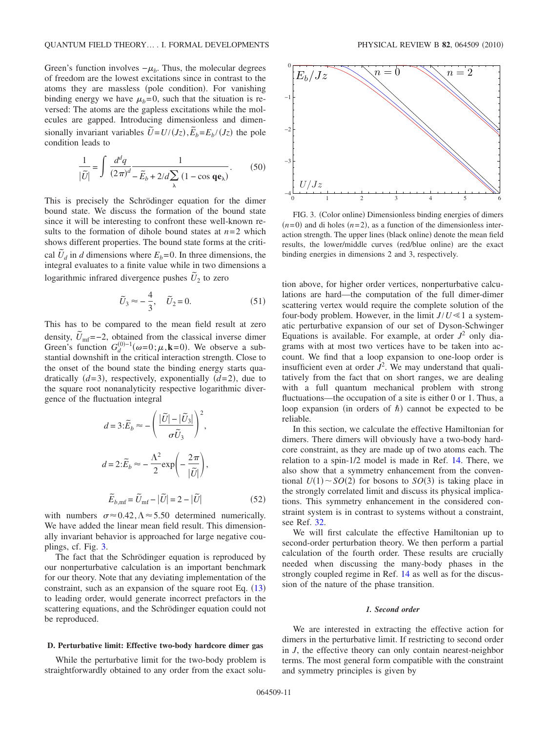Green's function involves $-\mu_b$. Thus, the molecular degrees of freedom are the lowest excitations since in contrast to the atoms they are massless (pole condition). For vanishing binding energy we have $\mu_b=0$, such that the situation is reversed: The atoms are the gapless excitations while the molecules are gapped. Introducing dimensionless and dimensionally invariant variables $\tilde{U}=U/(Jz), \tilde{E}_b=E_b/(Jz)$ the pole condition leads to

$$\frac{1}{|\tilde{U}|}=\int\frac{d^dq}{(2\pi)^d}\frac{1}{-\tilde{E}_b+2/d\sum_\lambda(1-\cos\mathbf{q}\mathbf{e}_\lambda)}. \tag{50}$$

This is precisely the Schrödinger equation for the dimer bound state. We discuss the formation of the bound state since it will be interesting to confront these well-known results to the formation of dihole bound states at $n=2$ which shows different properties. The bound state forms at the critical $\tilde{U}_d$ in $d$ dimensions where $E_b=0$. In three dimensions, the integral evaluates to a finite value while in two dimensions a logarithmic infrared divergence pushes $\tilde{U}_2$ to zero

$$\tilde{U}_3\approx-\frac{4}{3},\quad\tilde{U}_2=0. \tag{51}$$

This has to be compared to the mean field result at zero density, $\tilde{U}_{\mathrm{mf}}=-2$, obtained from the classical inverse dimer Green's function $G_d^{(0)-1}(\omega=0;\mu,\mathbf{k}=0)$. We observe a substantial downshift in the critical interaction strength. Close to the onset of the bound state the binding energy starts quadratically $(d=3)$, respectively, exponentially $(d=2)$, due to the square root nonanalyticity respective logarithmic divergence of the fluctuation integral

$$d=3{:}\tilde{E}_b\approx-\left(\frac{|\tilde{U}|-|\tilde{U}_3|}{\sigma\tilde{U}_3}\right)^2,$$

$$d=2{:}\tilde{E}_b\approx-\frac{\Lambda^2}{2}\exp\left(-\frac{2\pi}{|\tilde{U}|}\right),$$

$$\tilde{E}_{b,\mathrm{mf}}=\tilde{U}_{\mathrm{mf}}-|\tilde{U}|=2-|\tilde{U}| \tag{52}$$

with numbers $\sigma\approx0.42,\Lambda\approx5.50$ determined numerically. We have added the linear mean field result. This dimensionally invariant behavior is approached for large negative couplings, cf. Fig. 3.

The fact that the Schrödinger equation is reproduced by our nonperturbative calculation is an important benchmark for our theory. Note that any deviating implementation of the constraint, such as an expansion of the square root Eq. (13) to leading order, would generate incorrect prefactors in the scattering equations, and the Schrödinger equation could not be reproduced.

### D. Perturbative limit: Effective two-body hardcore dimer gas

While the perturbative limit for the two-body problem is straightforwardly obtained to any order from the exact solution above, for higher order vertices, nonperturbative calculations are hard—the computation of the full dimer-dimer scattering vertex would require the complete solution of the four-body problem. However, in the limit $J/U\ll1$ a systematic perturbative expansion of our set of Dyson-Schwinger Equations is available. For example, at order $J^2$ only diagrams with at most two vertices have to be taken into account. We find that a loop expansion to one-loop order is insufficient even at order $J^2$. We may understand that qualitatively from the fact that on short ranges, we are dealing with a full quantum mechanical problem with strong fluctuations—the occupation of a site is either 0 or 1. Thus, a loop expansion (in orders of $\hbar$) cannot be expected to be reliable.

FIG. 3. (Color online) Dimensionless binding energies of dimers $(n=0)$ and di holes $(n=2)$, as a function of the dimensionless interaction strength. The upper lines (black online) denote the mean field results, the lower/middle curves (red/blue online) are the exact binding energies in dimensions 2 and 3, respectively.

In this section, we calculate the effective Hamiltonian for dimers. There dimers will obviously have a two-body hardcore constraint, as they are made up of two atoms each. The relation to a spin-1/2 model is made in Ref. 14. There, we also show that a symmetry enhancement from the conventional $U(1)\sim SO(2)$ for bosons to $SO(3)$ is taking place in the strongly correlated limit and discuss its physical implications. This symmetry enhancement in the considered constraint system is in contrast to systems without a constraint, see Ref. 32.

We will first calculate the effective Hamiltonian up to second-order perturbation theory. We then perform a partial calculation of the fourth order. These results are crucially needed when discussing the many-body phases in the strongly coupled regime in Ref. 14 as well as for the discussion of the nature of the phase transition.

#### *1. Second order*

We are interested in extracting the effective action for dimers in the perturbative limit. If restricting to second order in $J$, the effective theory can only contain nearest-neighbor terms. The most general form compatible with the constraint and symmetry principles is given by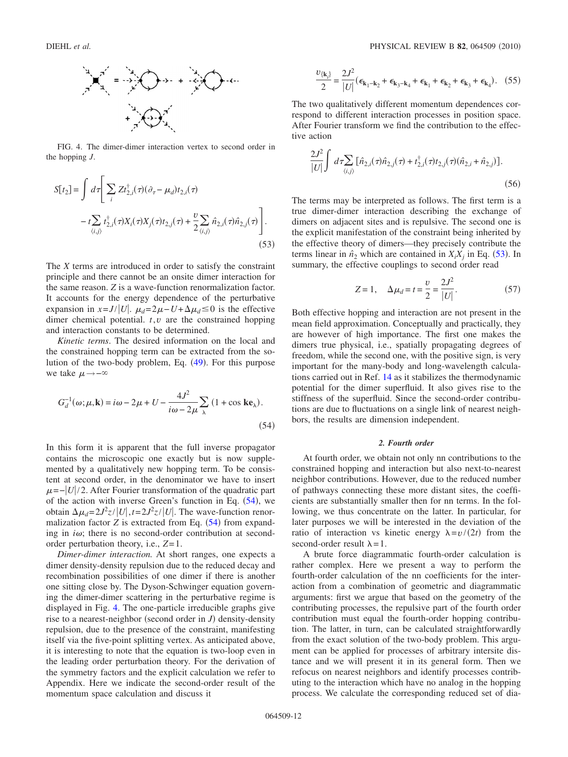FIG. 4. The dimer-dimer interaction vertex to second order in the hopping $J$.

$$
S[t_2] = \int d\tau \left[ \sum_i Z t^\dagger_{2,i}(\tau)(\partial_\tau - \mu_d) t_{2,i}(\tau) - t \sum_{\langle i,j\rangle} t^\dagger_{2,i}(\tau) X_i(\tau) X_j(\tau) t_{2,j}(\tau) + \frac{v}{2} \sum_{\langle i,j\rangle} \hat{n}_{2,i}(\tau)\hat{n}_{2,j}(\tau) \right]. \tag{53}
$$

The $X$ terms are introduced in order to satisfy the constraint principle and there cannot be an onsite dimer interaction for the same reason. $Z$ is a wave-function renormalization factor. It accounts for the energy dependence of the perturbative expansion in $x = J/|U|$. $\mu_d = 2\mu - U + \Delta\mu_d \leq 0$ is the effective dimer chemical potential. $t, v$ are the constrained hopping and interaction constants to be determined.

*Kinetic terms*. The desired information on the local and the constrained hopping term can be extracted from the solution of the two-body problem, Eq. (49). For this purpose we take $\mu \to -\infty$

$$
G_d^{-1}(\omega;\mu,\mathbf{k}) = i\omega - 2\mu + U - \frac{4J^2}{i\omega - 2\mu} \sum_\lambda (1 + \cos \mathbf{k}\mathbf{e}_\lambda). \tag{54}
$$

In this form it is apparent that the full inverse propagator contains the microscopic one exactly but is now supplemented by a qualitatively new hopping term. To be consistent at second order, in the denominator we have to insert $\mu = -|U|/2$. After Fourier transformation of the quadratic part of the action with inverse Green's function in Eq. (54), we obtain $\Delta\mu_d = 2J^2 z/|U|, t = 2J^2 z/|U|$. The wave-function renormalization factor $Z$ is extracted from Eq. (54) from expanding in $i\omega$; there is no second-order contribution at second-order perturbation theory, i.e., $Z = 1$.

*Dimer-dimer interaction.* At short ranges, one expects a dimer density-density repulsion due to the reduced decay and recombination possibilities of one dimer if there is another one sitting close by. The Dyson-Schwinger equation governing the dimer-dimer scattering in the perturbative regime is displayed in Fig. 4. The one-particle irreducible graphs give rise to a nearest-neighbor (second order in $J$) density-density repulsion, due to the presence of the constraint, manifesting itself via the five-point splitting vertex. As anticipated above, it is interesting to note that the equation is two-loop even in the leading order perturbation theory. For the derivation of the symmetry factors and the explicit calculation we refer to Appendix. Here we indicate the second-order result of the momentum space calculation and discuss it

$$
\frac{v_{\{\mathbf{k}_i\}}}{2} = \frac{2J^2}{|U|}(\epsilon_{\mathbf{k}_1-\mathbf{k}_2} + \epsilon_{\mathbf{k}_3-\mathbf{k}_4} + \epsilon_{\mathbf{k}_1} + \epsilon_{\mathbf{k}_2} + \epsilon_{\mathbf{k}_3} + \epsilon_{\mathbf{k}_4}). \tag{55}
$$

The two qualitatively different momentum dependences correspond to different interaction processes in position space. After Fourier transform we find the contribution to the effective action

$$
\frac{2J^2}{|U|}\int d\tau \sum_{\langle i,j\rangle} [\hat{n}_{2,i}(\tau)\hat{n}_{2,j}(\tau) + t^\dagger_{2,i}(\tau)t_{2,j}(\tau)(\hat{n}_{2,i} + \hat{n}_{2,j})]. \tag{56}
$$

The terms may be interpreted as follows. The first term is a true dimer-dimer interaction describing the exchange of dimers on adjacent sites and is repulsive. The second one is the explicit manifestation of the constraint being inherited by the effective theory of dimers—they precisely contribute the terms linear in $\hat{n}_2$ which are contained in $X_i X_j$ in Eq. (53). In summary, the effective couplings to second order read

$$
Z = 1, \quad \Delta\mu_d = t = \frac{v}{2} = \frac{2J^2}{|U|}. \tag{57}
$$

Both effective hopping and interaction are not present in the mean field approximation. Conceptually and practically, they are however of high importance. The first one makes the dimers true physical, i.e., spatially propagating degrees of freedom, while the second one, with the positive sign, is very important for the many-body and long-wavelength calculations carried out in Ref. 14 as it stabilizes the thermodynamic potential for the dimer superfluid. It also gives rise to the stiffness of the superfluid. Since the second-order contributions are due to fluctuations on a single link of nearest neighbors, the results are dimension independent.

#### *2. Fourth order*

At fourth order, we obtain not only nn contributions to the constrained hopping and interaction but also next-to-nearest neighbor contributions. However, due to the reduced number of pathways connecting these more distant sites, the coefficients are substantially smaller then for nn terms. In the following, we thus concentrate on the latter. In particular, for later purposes we will be interested in the deviation of the ratio of interaction vs kinetic energy $\lambda = v/(2t)$ from the second-order result $\lambda = 1$.

A brute force diagrammatic fourth-order calculation is rather complex. Here we present a way to perform the fourth-order calculation of the nn coefficients for the interaction from a combination of geometric and diagrammatic arguments: first we argue that based on the geometry of the contributing processes, the repulsive part of the fourth order contribution must equal the fourth-order hopping contribution. The latter, in turn, can be calculated straightforwardly from the exact solution of the two-body problem. This argument can be applied for processes of arbitrary intersite distance and we will present it in its general form. Then we refocus on nearest neighbors and identify processes contributing to the interaction which have no analog in the hopping process. We calculate the corresponding reduced set of dia-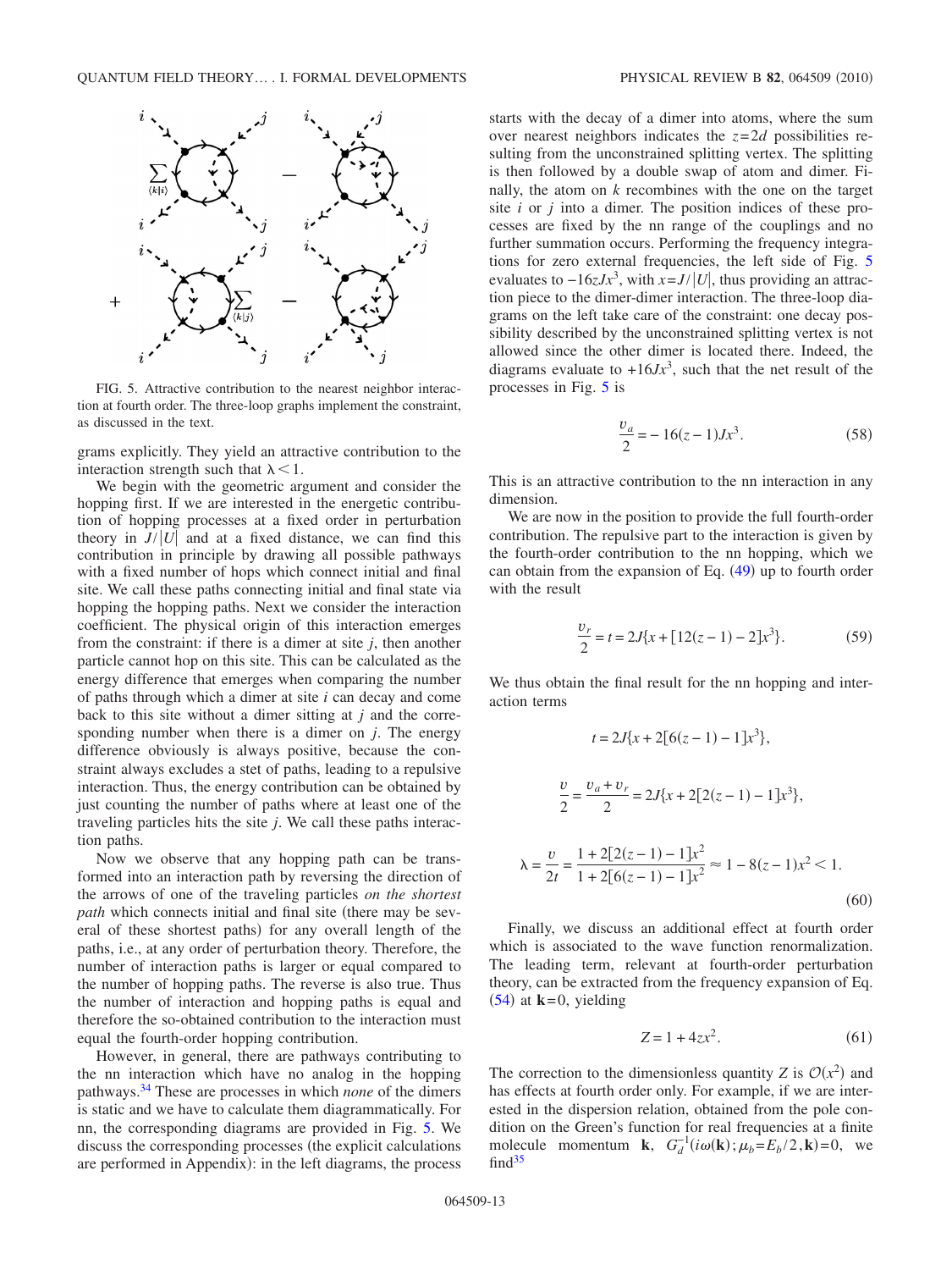FIG. 5. Attractive contribution to the nearest neighbor interaction at fourth order. The three-loop graphs implement the constraint, as discussed in the text.

grams explicitly. They yield an attractive contribution to the interaction strength such that $\lambda < 1$.

We begin with the geometric argument and consider the hopping first. If we are interested in the energetic contribution of hopping processes at a fixed order in perturbation theory in $J/|U|$ and at a fixed distance, we can find this contribution in principle by drawing all possible pathways with a fixed number of hops which connect initial and final site. We call these paths connecting initial and final state via hopping the hopping paths. Next we consider the interaction coefficient. The physical origin of this interaction emerges from the constraint: if there is a dimer at site $j$, then another particle cannot hop on this site. This can be calculated as the energy difference that emerges when comparing the number of paths through which a dimer at site $i$ can decay and come back to this site without a dimer sitting at $j$ and the corresponding number when there is a dimer on $j$. The energy difference obviously is always positive, because the constraint always excludes a stet of paths, leading to a repulsive interaction. Thus, the energy contribution can be obtained by just counting the number of paths where at least one of the traveling particles hits the site $j$. We call these paths interaction paths.

Now we observe that any hopping path can be transformed into an interaction path by reversing the direction of the arrows of one of the traveling particles *on the shortest path* which connects initial and final site (there may be several of these shortest paths) for any overall length of the paths, i.e., at any order of perturbation theory. Therefore, the number of interaction paths is larger or equal compared to the number of hopping paths. The reverse is also true. Thus the number of interaction and hopping paths is equal and therefore the so-obtained contribution to the interaction must equal the fourth-order hopping contribution.

However, in general, there are pathways contributing to the nn interaction which have no analog in the hopping pathways.[34] These are processes in which *none* of the dimers is static and we have to calculate them diagrammatically. For nn, the corresponding diagrams are provided in Fig. 5. We discuss the corresponding processes (the explicit calculations are performed in Appendix): in the left diagrams, the process starts with the decay of a dimer into atoms, where the sum over nearest neighbors indicates the $z=2d$ possibilities resulting from the unconstrained splitting vertex. The splitting is then followed by a double swap of atom and dimer. Finally, the atom on $k$ recombines with the one on the target site $i$ or $j$ into a dimer. The position indices of these processes are fixed by the nn range of the couplings and no further summation occurs. Performing the frequency integrations for zero external frequencies, the left side of Fig. 5 evaluates to $-16zJx^3$, with $x=J/|U|$, thus providing an attraction piece to the dimer-dimer interaction. The three-loop diagrams on the left take care of the constraint: one decay possibility described by the unconstrained splitting vertex is not allowed since the other dimer is located there. Indeed, the diagrams evaluate to $+16Jx^3$, such that the net result of the processes in Fig. 5 is

$$\frac{v_a}{2} = -16(z-1)Jx^3. \tag{58}$$

This is an attractive contribution to the nn interaction in any dimension.

We are now in the position to provide the full fourth-order contribution. The repulsive part to the interaction is given by the fourth-order contribution to the nn hopping, which we can obtain from the expansion of Eq. (49) up to fourth order with the result

$$\frac{v_r}{2} = t = 2J\{x + [12(z-1) - 2]x^3\}. \tag{59}$$

We thus obtain the final result for the nn hopping and interaction terms

$$t = 2J\{x + 2[6(z-1) - 1]x^3\},$$

$$\frac{v}{2} = \frac{v_a + v_r}{2} = 2J\{x + 2[2(z-1) - 1]x^3\},$$

$$\lambda = \frac{v}{2t} = \frac{1 + 2[2(z-1) - 1]x^2}{1 + 2[6(z-1) - 1]x^2} \approx 1 - 8(z-1)x^2 < 1. \tag{60}$$

Finally, we discuss an additional effect at fourth order which is associated to the wave function renormalization. The leading term, relevant at fourth-order perturbation theory, can be extracted from the frequency expansion of Eq. (54) at $\mathbf{k}=0$, yielding

$$Z = 1 + 4zx^2. \tag{61}$$

The correction to the dimensionless quantity $Z$ is $\mathcal{O}(x^2)$ and has effects at fourth order only. For example, if we are interested in the dispersion relation, obtained from the pole condition on the Green's function for real frequencies at a finite molecule momentum $\mathbf{k}$, $G_d^{-1}(i\omega(\mathbf{k}); \mu_b = E_b/2, \mathbf{k}) = 0$, we find[35]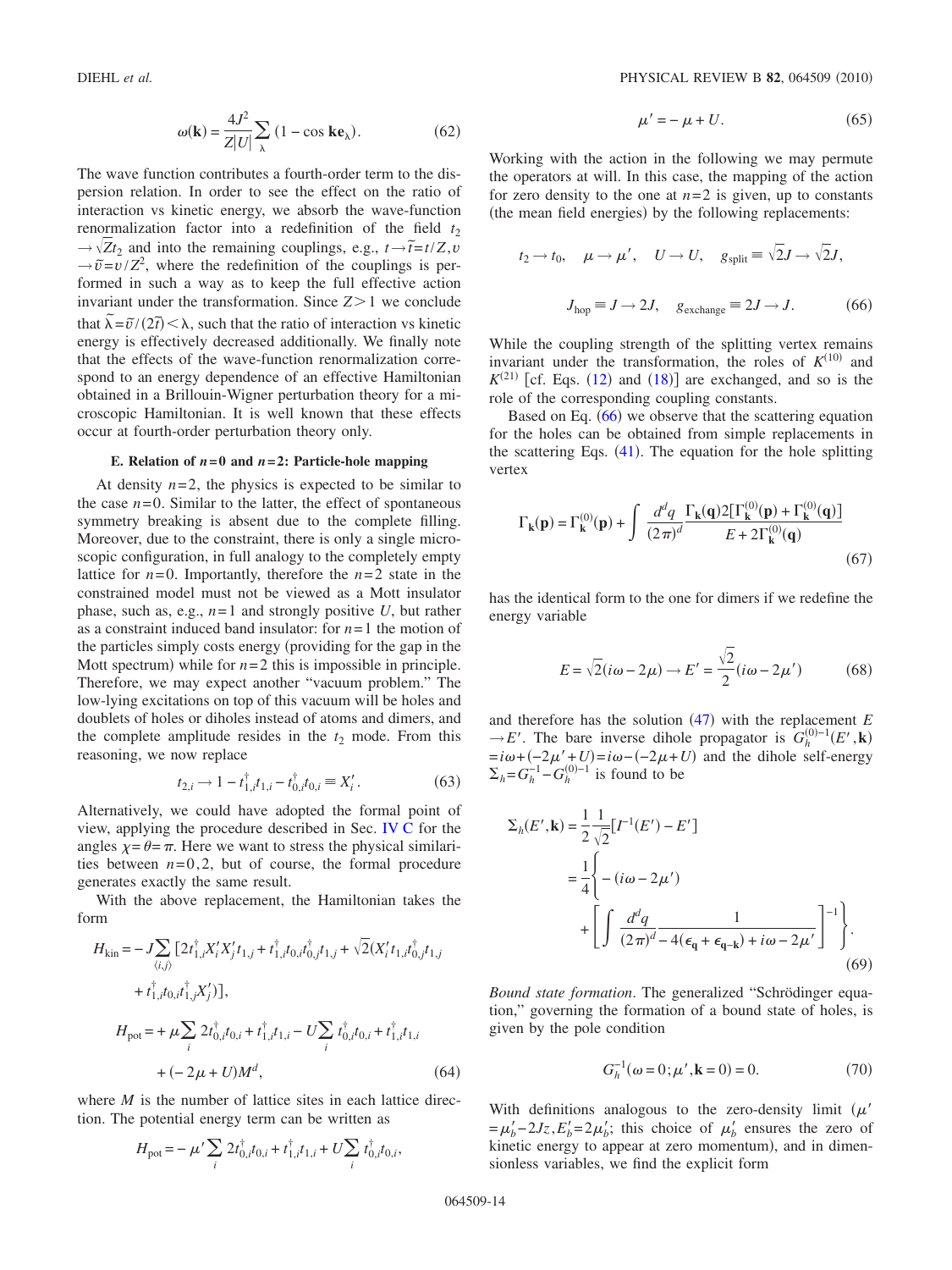$$\omega(\mathbf{k}) = \frac{4J^2}{Z|U|}\sum_{\lambda}(1-\cos\mathbf{k}\mathbf{e}_\lambda). \tag{62}$$

The wave function contributes a fourth-order term to the dispersion relation. In order to see the effect on the ratio of interaction vs kinetic energy, we absorb the wave-function renormalization factor into a redefinition of the field $t_2 \to \sqrt{Z}t_2$ and into the remaining couplings, e.g., $t\to\tilde{t}=t/Z, v \to \tilde{v}=v/Z^2$, where the redefinition of the couplings is performed in such a way as to keep the full effective action invariant under the transformation. Since $Z>1$ we conclude that $\tilde{\lambda}=\tilde{v}/(2\tilde{t})<\lambda$, such that the ratio of interaction vs kinetic energy is effectively decreased additionally. We finally note that the effects of the wave-function renormalization correspond to an energy dependence of an effective Hamiltonian obtained in a Brillouin-Wigner perturbation theory for a microscopic Hamiltonian. It is well known that these effects occur at fourth-order perturbation theory only.

### E. Relation of $n=0$ and $n=2$: Particle-hole mapping

At density $n=2$, the physics is expected to be similar to the case $n=0$. Similar to the latter, the effect of spontaneous symmetry breaking is absent due to the complete filling. Moreover, due to the constraint, there is only a single microscopic configuration, in full analogy to the completely empty lattice for $n=0$. Importantly, therefore the $n=2$ state in the constrained model must not be viewed as a Mott insulator phase, such as, e.g., $n=1$ and strongly positive $U$, but rather as a constraint induced band insulator: for $n=1$ the motion of the particles simply costs energy (providing for the gap in the Mott spectrum) while for $n=2$ this is impossible in principle. Therefore, we may expect another "vacuum problem." The low-lying excitations on top of this vacuum will be holes and doublets of holes or diholes instead of atoms and dimers, and the complete amplitude resides in the $t_2$ mode. From this reasoning, we now replace

$$t_{2,i} \to 1 - t_{1,i}^\dagger t_{1,i} - t_{0,i}^\dagger t_{0,i} \equiv X_i'. \tag{63}$$

Alternatively, we could have adopted the formal point of view, applying the procedure described in Sec. IV C for the angles $\chi=\theta=\pi$. Here we want to stress the physical similarities between $n=0,2$, but of course, the formal procedure generates exactly the same result.

With the above replacement, the Hamiltonian takes the form

$$\begin{aligned}
H_{\text{kin}} = &-J\sum_{\langle i,j\rangle}[2t_{1,i}^\dagger X_i' X_j' t_{1,j} + t_{1,i}^\dagger t_{0,i} t_{0,j}^\dagger t_{1,j} + \sqrt{2}(X_i' t_{1,i} t_{0,j}^\dagger t_{1,j} \\
&+ t_{1,i}^\dagger t_{0,i} t_{1,j}^\dagger X_j')],\\
H_{\text{pot}} = &+\mu\sum_i 2t_{0,i}^\dagger t_{0,i} + t_{1,i}^\dagger t_{1,i} - U\sum_i t_{0,i}^\dagger t_{0,i} + t_{1,i}^\dagger t_{1,i} \\
&+ (-2\mu+U)M^d,
\end{aligned} \tag{64}$$

where $M$ is the number of lattice sites in each lattice direction. The potential energy term can be written as

$$H_{\text{pot}} = -\mu'\sum_i 2t_{0,i}^\dagger t_{0,i} + t_{1,i}^\dagger t_{1,i} + U\sum_i t_{0,i}^\dagger t_{0,i},$$

$$\mu' = -\mu + U. \tag{65}$$

Working with the action in the following we may permute the operators at will. In this case, the mapping of the action for zero density to the one at $n=2$ is given, up to constants (the mean field energies) by the following replacements:

$$t_2 \to t_0, \quad \mu \to \mu', \quad U \to U, \quad g_{\text{split}} \equiv \sqrt{2}J \to \sqrt{2}J,$$

$$J_{\text{hop}} \equiv J \to 2J, \quad g_{\text{exchange}} \equiv 2J \to J. \tag{66}$$

While the coupling strength of the splitting vertex remains invariant under the transformation, the roles of $K^{(10)}$ and $K^{(21)}$ [cf. Eqs. (12) and (18)] are exchanged, and so is the role of the corresponding coupling constants.

Based on Eq. (66) we observe that the scattering equation for the holes can be obtained from simple replacements in the scattering Eqs. (41). The equation for the hole splitting vertex

$$\Gamma_{\mathbf{k}}(\mathbf{p}) = \Gamma_{\mathbf{k}}^{(0)}(\mathbf{p}) + \int\frac{d^dq}{(2\pi)^d}\frac{\Gamma_{\mathbf{k}}(\mathbf{q})2[\Gamma_{\mathbf{k}}^{(0)}(\mathbf{p})+\Gamma_{\mathbf{k}}^{(0)}(\mathbf{q})]}{E+2\Gamma_{\mathbf{k}}^{(0)}(\mathbf{q})} \tag{67}$$

has the identical form to the one for dimers if we redefine the energy variable

$$E = \sqrt{2}(i\omega - 2\mu) \to E' = \frac{\sqrt{2}}{2}(i\omega - 2\mu') \tag{68}$$

and therefore has the solution (47) with the replacement $E \to E'$. The bare inverse dihole propagator is $G_h^{(0)-1}(E',\mathbf{k}) = i\omega + (-2\mu' + U) = i\omega - (-2\mu + U)$ and the dihole self-energy $\Sigma_h = G_h^{-1} - G_h^{(0)-1}$ is found to be

$$\begin{aligned}
\Sigma_h(E',\mathbf{k}) &= \frac{1}{2}\frac{1}{\sqrt{2}}[I^{-1}(E') - E'] \\
&= \frac{1}{4}\left\{-(i\omega - 2\mu') \right. \\
&\quad \left. + \left[\int\frac{d^dq}{(2\pi)^d}\frac{1}{-4(\epsilon_{\mathbf{q}}+\epsilon_{\mathbf{q}-\mathbf{k}})+i\omega-2\mu'}\right]^{-1}\right\}.
\end{aligned} \tag{69}$$

*Bound state formation*. The generalized "Schrödinger equation," governing the formation of a bound state of holes, is given by the pole condition

$$G_h^{-1}(\omega=0;\mu',\mathbf{k}=0) = 0. \tag{70}$$

With definitions analogous to the zero-density limit ($\mu' = \mu_b' - 2Jz, E_b' = 2\mu_b'$; this choice of $\mu_b'$ ensures the zero of kinetic energy to appear at zero momentum), and in dimensionless variables, we find the explicit form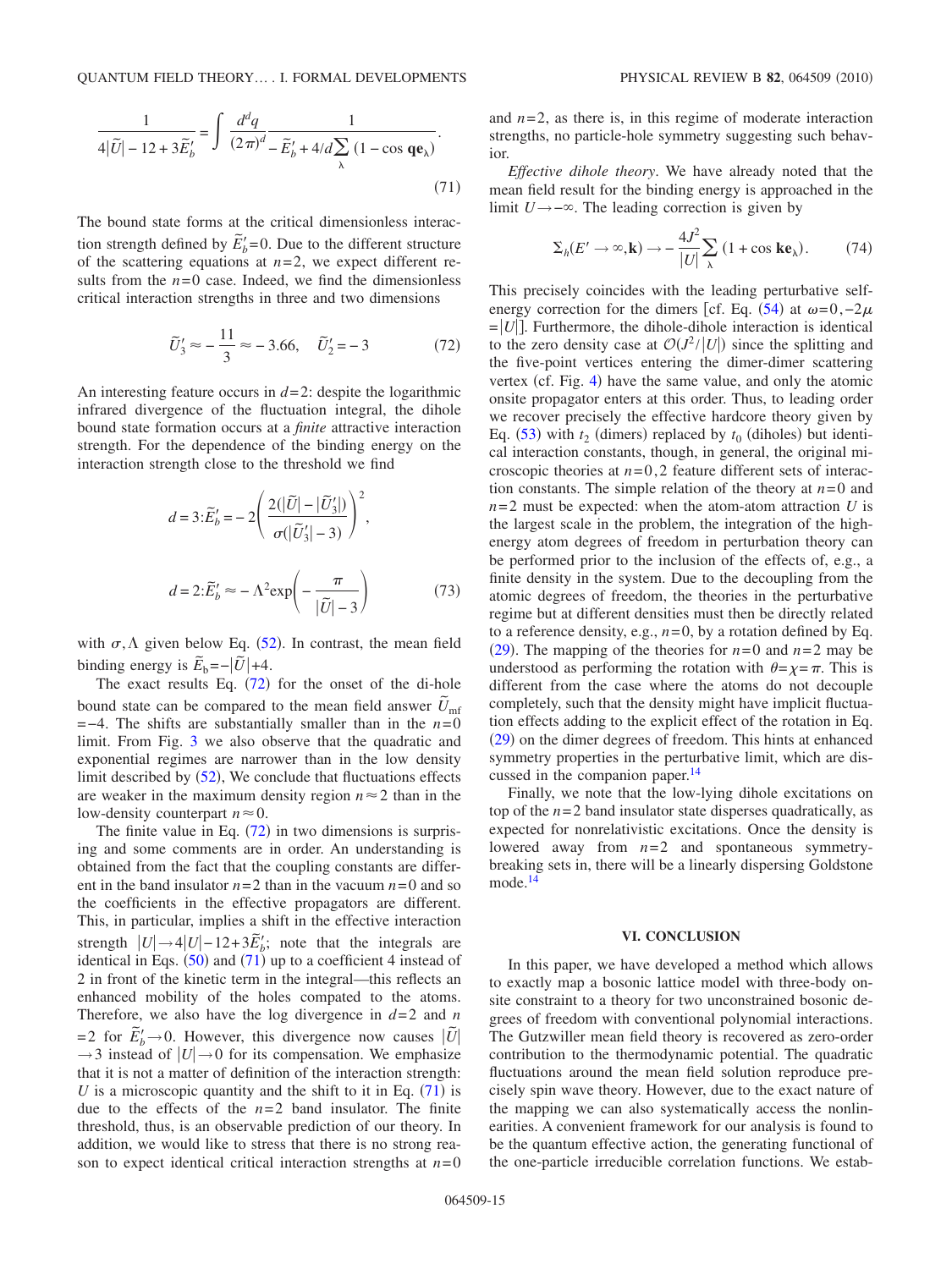$$\frac{1}{4|\tilde{U}| - 12 + 3\tilde{E}_b'} = \int \frac{d^d q}{(2\pi)^d} \frac{1}{-\tilde{E}_b' + 4/d \sum_\lambda (1 - \cos \mathbf{q}\mathbf{e}_\lambda)}. \tag{71}$$

The bound state forms at the critical dimensionless interaction strength defined by $\tilde{E}_b'=0$. Due to the different structure of the scattering equations at $n=2$, we expect different results from the $n=0$ case. Indeed, we find the dimensionless critical interaction strengths in three and two dimensions

$$\tilde{U}_3' \approx -\frac{11}{3} \approx -3.66, \quad \tilde{U}_2' = -3 \tag{72}$$

An interesting feature occurs in $d=2$: despite the logarithmic infrared divergence of the fluctuation integral, the dihole bound state formation occurs at a *finite* attractive interaction strength. For the dependence of the binding energy on the interaction strength close to the threshold we find

$$d=3{:}\tilde{E}_b' = -2\left(\frac{2(|\tilde{U}| - |\tilde{U}_3'|)}{\sigma(|\tilde{U}_3'| - 3)}\right)^2,$$

$$d=2{:}\tilde{E}_b' \approx -\Lambda^2 \exp\left(-\frac{\pi}{|\tilde{U}| - 3}\right) \tag{73}$$

with $\sigma, \Lambda$ given below Eq. (52). In contrast, the mean field binding energy is $\tilde{E}_b = -|\tilde{U}| + 4$.

The exact results Eq. (72) for the onset of the di-hole bound state can be compared to the mean field answer $\tilde{U}_{\text{mf}} = -4$. The shifts are substantially smaller than in the $n=0$ limit. From Fig. 3 we also observe that the quadratic and exponential regimes are narrower than in the low density limit described by (52), We conclude that fluctuations effects are weaker in the maximum density region $n \approx 2$ than in the low-density counterpart $n \approx 0$.

The finite value in Eq. (72) in two dimensions is surprising and some comments are in order. An understanding is obtained from the fact that the coupling constants are different in the band insulator $n=2$ than in the vacuum $n=0$ and so the coefficients in the effective propagators are different. This, in particular, implies a shift in the effective interaction strength $|U| \to 4|U| - 12 + 3\tilde{E}_b'$; note that the integrals are identical in Eqs. (50) and (71) up to a coefficient 4 instead of 2 in front of the kinetic term in the integral—this reflects an enhanced mobility of the holes compared to the atoms. Therefore, we also have the log divergence in $d=2$ and $n=2$ for $\tilde{E}_b' \to 0$. However, this divergence now causes $|\tilde{U}| \to 3$ instead of $|U| \to 0$ for its compensation. We emphasize that it is not a matter of definition of the interaction strength: $U$ is a microscopic quantity and the shift to it in Eq. (71) is due to the effects of the $n=2$ band insulator. The finite threshold, thus, is an observable prediction of our theory. In addition, we would like to stress that there is no strong reason to expect identical critical interaction strengths at $n=0$ and $n=2$, as there is, in this regime of moderate interaction strengths, no particle-hole symmetry suggesting such behavior.

*Effective dihole theory*. We have already noted that the mean field result for the binding energy is approached in the limit $U \to -\infty$. The leading correction is given by

$$\Sigma_h(E' \to \infty, \mathbf{k}) \to -\frac{4J^2}{|U|} \sum_\lambda (1 + \cos \mathbf{k}\mathbf{e}_\lambda). \tag{74}$$

This precisely coincides with the leading perturbative self-energy correction for the dimers [cf. Eq. (54) at $\omega = 0, -2\mu = |U|$]. Furthermore, the dihole-dihole interaction is identical to the zero density case at $\mathcal{O}(J^2/|U|)$ since the splitting and the five-point vertices entering the dimer-dimer scattering vertex (cf. Fig. 4) have the same value, and only the atomic onsite propagator enters at this order. Thus, to leading order we recover precisely the effective hardcore theory given by Eq. (53) with $t_2$ (dimers) replaced by $t_0$ (diholes) but identical interaction constants, though, in general, the original microscopic theories at $n=0,2$ feature different sets of interaction constants. The simple relation of the theory at $n=0$ and $n=2$ must be expected: when the atom-atom attraction $U$ is the largest scale in the problem, the integration of the high-energy atom degrees of freedom in perturbation theory can be performed prior to the inclusion of the effects of, e.g., a finite density in the system. Due to the decoupling from the atomic degrees of freedom, the theories in the perturbative regime but at different densities must then be directly related to a reference density, e.g., $n=0$, by a rotation defined by Eq. (29). The mapping of the theories for $n=0$ and $n=2$ may be understood as performing the rotation with $\theta = \chi = \pi$. This is different from the case where the atoms do not decouple completely, such that the density might have implicit fluctuation effects adding to the explicit effect of the rotation in Eq. (29) on the dimer degrees of freedom. This hints at enhanced symmetry properties in the perturbative limit, which are discussed in the companion paper.[14]

Finally, we note that the low-lying dihole excitations on top of the $n=2$ band insulator state disperses quadratically, as expected for nonrelativistic excitations. Once the density is lowered away from $n=2$ and spontaneous symmetry-breaking sets in, there will be a linearly dispersing Goldstone mode.[14]

## VI. CONCLUSION

In this paper, we have developed a method which allows to exactly map a bosonic lattice model with three-body onsite constraint to a theory for two unconstrained bosonic degrees of freedom with conventional polynomial interactions. The Gutzwiller mean field theory is recovered as zero-order contribution to the thermodynamic potential. The quadratic fluctuations around the mean field solution reproduce precisely spin wave theory. However, due to the exact nature of the mapping we can also systematically access the nonlinearities. A convenient framework for our analysis is found to be the quantum effective action, the generating functional of the one-particle irreducible correlation functions. We estab-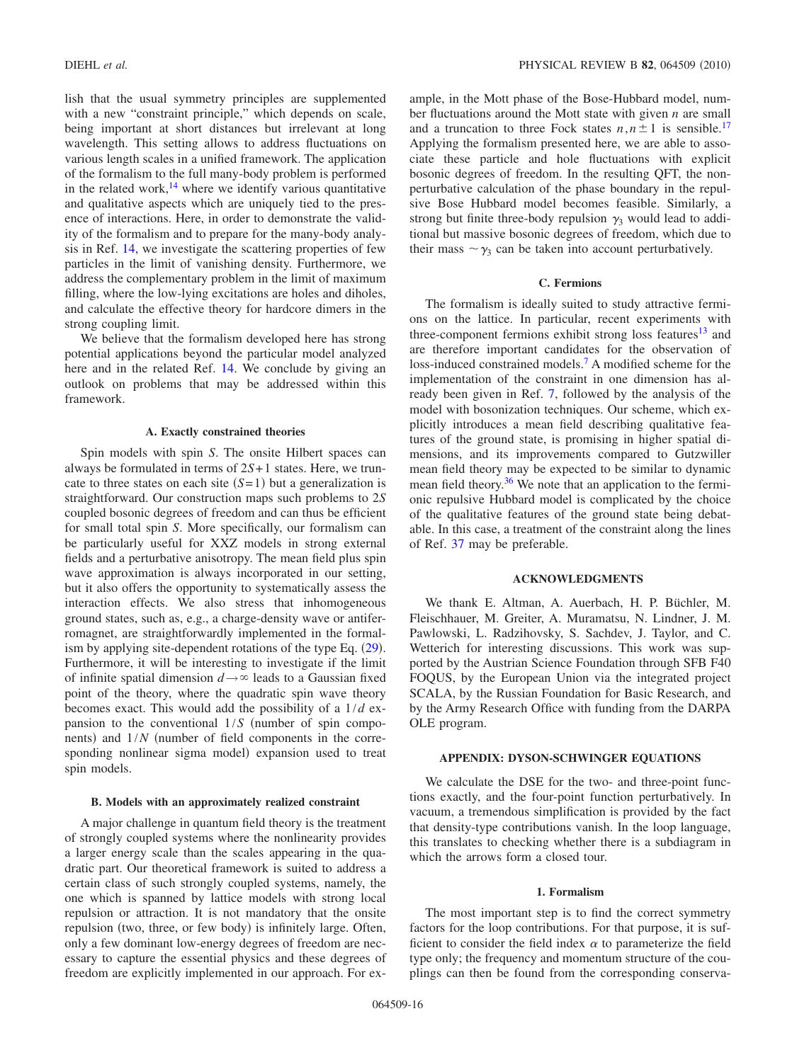lish that the usual symmetry principles are supplemented with a new "constraint principle," which depends on scale, being important at short distances but irrelevant at long wavelength. This setting allows to address fluctuations on various length scales in a unified framework. The application of the formalism to the full many-body problem is performed in the related work,[14] where we identify various quantitative and qualitative aspects which are uniquely tied to the presence of interactions. Here, in order to demonstrate the validity of the formalism and to prepare for the many-body analysis in Ref. 14, we investigate the scattering properties of few particles in the limit of vanishing density. Furthermore, we address the complementary problem in the limit of maximum filling, where the low-lying excitations are holes and diholes, and calculate the effective theory for hardcore dimers in the strong coupling limit.

We believe that the formalism developed here has strong potential applications beyond the particular model analyzed here and in the related Ref. 14. We conclude by giving an outlook on problems that may be addressed within this framework.

### A. Exactly constrained theories

*Spin models with spin S*. The onsite Hilbert spaces can always be formulated in terms of $2S+1$ states. Here, we truncate to three states on each site $(S=1)$ but a generalization is straightforward. Our construction maps such problems to $2S$ coupled bosonic degrees of freedom and can thus be efficient for small total spin $S$. More specifically, our formalism can be particularly useful for XXZ models in strong external fields and a perturbative anisotropy. The mean field plus spin wave approximation is always incorporated in our setting, but it also offers the opportunity to systematically assess the interaction effects. We also stress that inhomogeneous ground states, such as, e.g., a charge-density wave or antiferromagnet, are straightforwardly implemented in the formalism by applying site-dependent rotations of the type Eq. (29). Furthermore, it will be interesting to investigate if the limit of infinite spatial dimension $d\to\infty$ leads to a Gaussian fixed point of the theory, where the quadratic spin wave theory becomes exact. This would add the possibility of a $1/d$ expansion to the conventional $1/S$ (number of spin components) and $1/N$ (number of field components in the corresponding nonlinear sigma model) expansion used to treat spin models.

### B. Models with an approximately realized constraint

A major challenge in quantum field theory is the treatment of strongly coupled systems where the nonlinearity provides a larger energy scale than the scales appearing in the quadratic part. Our theoretical framework is suited to address a certain class of such strongly coupled systems, namely, the one which is spanned by lattice models with strong local repulsion or attraction. It is not mandatory that the onsite repulsion (two, three, or few body) is infinitely large. Often, only a few dominant low-energy degrees of freedom are necessary to capture the essential physics and these degrees of freedom are explicitly implemented in our approach. For example, in the Mott phase of the Bose-Hubbard model, number fluctuations around the Mott state with given $n$ are small and a truncation to three Fock states $n,n\pm1$ is sensible.[17] Applying the formalism presented here, we are able to associate these particle and hole fluctuations with explicit bosonic degrees of freedom. In the resulting QFT, the nonperturbative calculation of the phase boundary in the repulsive Bose Hubbard model becomes feasible. Similarly, a strong but finite three-body repulsion $\gamma_3$ would lead to additional but massive bosonic degrees of freedom, which due to their mass $\sim\gamma_3$ can be taken into account perturbatively.

### C. Fermions

The formalism is ideally suited to study attractive fermions on the lattice. In particular, recent experiments with three-component fermions exhibit strong loss features[13] and are therefore important candidates for the observation of loss-induced constrained models.[7] A modified scheme for the implementation of the constraint in one dimension has already been given in Ref. 7, followed by the analysis of the model with bosonization techniques. Our scheme, which explicitly introduces a mean field describing qualitative features of the ground state, is promising in higher spatial dimensions, and its improvements compared to Gutzwiller mean field theory may be expected to be similar to dynamic mean field theory.[36] We note that an application to the fermionic repulsive Hubbard model is complicated by the choice of the qualitative features of the ground state being debatable. In this case, a treatment of the constraint along the lines of Ref. 37 may be preferable.

## ACKNOWLEDGMENTS

We thank E. Altman, A. Auerbach, H. P. Büchler, M. Fleischhauer, M. Greiter, A. Muramatsu, N. Lindner, J. M. Pawlowski, L. Radzihovsky, S. Sachdev, J. Taylor, and C. Wetterich for interesting discussions. This work was supported by the Austrian Science Foundation through SFB F40 FOQUS, by the European Union via the integrated project SCALA, by the Russian Foundation for Basic Research, and by the Army Research Office with funding from the DARPA OLE program.

## APPENDIX: DYSON-SCHWINGER EQUATIONS

We calculate the DSE for the two- and three-point functions exactly, and the four-point function perturbatively. In vacuum, a tremendous simplification is provided by the fact that density-type contributions vanish. In the loop language, this translates to checking whether there is a subdiagram in which the arrows form a closed tour.

### 1. Formalism

The most important step is to find the correct symmetry factors for the loop contributions. For that purpose, it is sufficient to consider the field index $\alpha$ to parameterize the field type only; the frequency and momentum structure of the couplings can then be found from the corresponding conserva-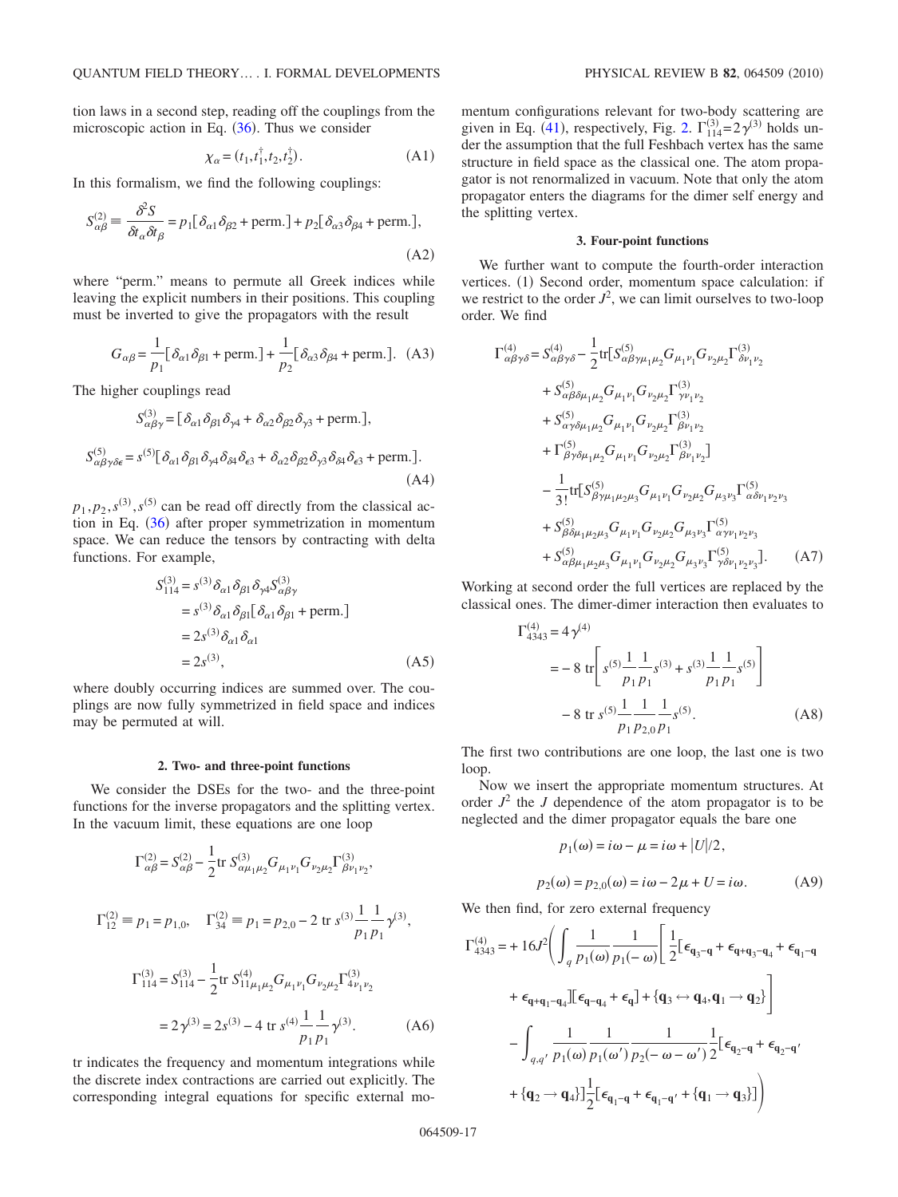tion laws in a second step, reading off the couplings from the microscopic action in Eq. (36). Thus we consider

$$\chi_\alpha = (t_1, t_1^\dagger, t_2, t_2^\dagger). \tag{A1}$$

In this formalism, we find the following couplings:

$$S^{(2)}_{\alpha\beta} \equiv \frac{\delta^2 S}{\delta t_\alpha \delta t_\beta} = p_1[\delta_{\alpha 1}\delta_{\beta 2} + \text{perm.}] + p_2[\delta_{\alpha 3}\delta_{\beta 4} + \text{perm.}], \tag{A2}$$

where "perm." means to permute all Greek indices while leaving the explicit numbers in their positions. This coupling must be inverted to give the propagators with the result

$$G_{\alpha\beta} = \frac{1}{p_1}[\delta_{\alpha 1}\delta_{\beta 1} + \text{perm.}] + \frac{1}{p_2}[\delta_{\alpha 3}\delta_{\beta 4} + \text{perm.}]. \tag{A3}$$

The higher couplings read

$$S^{(3)}_{\alpha\beta\gamma} = [\delta_{\alpha 1}\delta_{\beta 1}\delta_{\gamma 4} + \delta_{\alpha 2}\delta_{\beta 2}\delta_{\gamma 3} + \text{perm.}],$$

$$S^{(5)}_{\alpha\beta\gamma\delta\epsilon} = s^{(5)}[\delta_{\alpha 1}\delta_{\beta 1}\delta_{\gamma 4}\delta_{\delta 4}\delta_{\epsilon 3} + \delta_{\alpha 2}\delta_{\beta 2}\delta_{\gamma 3}\delta_{\delta 4}\delta_{\epsilon 3} + \text{perm.}]. \tag{A4}$$

$p_1, p_2, s^{(3)}, s^{(5)}$ can be read off directly from the classical action in Eq. (36) after proper symmetrization in momentum space. We can reduce the tensors by contracting with delta functions. For example,

$$\begin{aligned} S^{(3)}_{114} &= s^{(3)}\delta_{\alpha 1}\delta_{\beta 1}\delta_{\gamma 4}S^{(3)}_{\alpha\beta\gamma} \\ &= s^{(3)}\delta_{\alpha 1}\delta_{\beta 1}[\delta_{\alpha 1}\delta_{\beta 1} + \text{perm.}] \\ &= 2s^{(3)}\delta_{\alpha 1}\delta_{\alpha 1} \\ &= 2s^{(3)}, \end{aligned} \tag{A5}$$

where doubly occurring indices are summed over. The couplings are now fully symmetrized in field space and indices may be permuted at will.

### 2. Two- and three-point functions

We consider the DSEs for the two- and the three-point functions for the inverse propagators and the splitting vertex. In the vacuum limit, these equations are one loop

$$\Gamma^{(2)}_{\alpha\beta} = S^{(2)}_{\alpha\beta} - \frac{1}{2}\text{tr}\, S^{(3)}_{\alpha\mu_1\mu_2}G_{\mu_1\nu_1}G_{\nu_2\mu_2}\Gamma^{(3)}_{\beta\nu_1\nu_2},$$

$$\Gamma^{(2)}_{12} \equiv p_1 = p_{1,0}, \quad \Gamma^{(2)}_{34} \equiv p_1 = p_{2,0} - 2\,\text{tr}\, s^{(3)}\frac{1}{p_1}\frac{1}{p_1}\gamma^{(3)},$$

$$\begin{aligned} \Gamma^{(3)}_{114} &= S^{(3)}_{114} - \frac{1}{2}\text{tr}\, S^{(4)}_{11\mu_1\mu_2}G_{\mu_1\nu_1}G_{\nu_2\mu_2}\Gamma^{(3)}_{4\nu_1\nu_2} \\ &= 2\gamma^{(3)} = 2s^{(3)} - 4\,\text{tr}\, s^{(4)}\frac{1}{p_1}\frac{1}{p_1}\gamma^{(3)}. \end{aligned} \tag{A6}$$

tr indicates the frequency and momentum integrations while the discrete index contractions are carried out explicitly. The corresponding integral equations for specific external momentum configurations relevant for two-body scattering are given in Eq. (41), respectively, Fig. 2. $\Gamma^{(3)}_{114} = 2\gamma^{(3)}$ holds under the assumption that the full Feshbach vertex has the same structure in field space as the classical one. The atom propagator is not renormalized in vacuum. Note that only the atom propagator enters the diagrams for the dimer self energy and the splitting vertex.

### 3. Four-point functions

We further want to compute the fourth-order interaction vertices. (1) Second order, momentum space calculation: if we restrict to the order $J^2$, we can limit ourselves to two-loop order. We find

$$\begin{aligned} \Gamma^{(4)}_{\alpha\beta\gamma\delta} = S^{(4)}_{\alpha\beta\gamma\delta} &- \frac{1}{2}\text{tr}[S^{(5)}_{\alpha\beta\gamma\mu_1\mu_2}G_{\mu_1\nu_1}G_{\nu_2\mu_2}\Gamma^{(3)}_{\delta\nu_1\nu_2} \\ &+ S^{(5)}_{\alpha\beta\delta\mu_1\mu_2}G_{\mu_1\nu_1}G_{\nu_2\mu_2}\Gamma^{(3)}_{\gamma\nu_1\nu_2} \\ &+ S^{(5)}_{\alpha\gamma\delta\mu_1\mu_2}G_{\mu_1\nu_1}G_{\nu_2\mu_2}\Gamma^{(3)}_{\beta\nu_1\nu_2} \\ &+ \Gamma^{(5)}_{\beta\gamma\delta\mu_1\mu_2}G_{\mu_1\nu_1}G_{\nu_2\mu_2}\Gamma^{(3)}_{\beta\nu_1\nu_2}] \\ &- \frac{1}{3!}\text{tr}[S^{(5)}_{\beta\gamma\mu_1\mu_2\mu_3}G_{\mu_1\nu_1}G_{\nu_2\mu_2}G_{\mu_3\nu_3}\Gamma^{(5)}_{\alpha\delta\nu_1\nu_2\nu_3} \\ &+ S^{(5)}_{\beta\delta\mu_1\mu_2\mu_3}G_{\mu_1\nu_1}G_{\nu_2\mu_2}G_{\mu_3\nu_3}\Gamma^{(5)}_{\alpha\gamma\nu_1\nu_2\nu_3} \\ &+ S^{(5)}_{\alpha\beta\mu_1\mu_2\mu_3}G_{\mu_1\nu_1}G_{\nu_2\mu_2}G_{\mu_3\nu_3}\Gamma^{(5)}_{\gamma\delta\nu_1\nu_2\nu_3}]. \end{aligned} \tag{A7}$$

Working at second order the full vertices are replaced by the classical ones. The dimer-dimer interaction then evaluates to

$$\begin{aligned} \Gamma^{(4)}_{4343} &= 4\gamma^{(4)} \\ &= -8\,\text{tr}\left[s^{(5)}\frac{1}{p_1}\frac{1}{p_1}s^{(3)} + s^{(3)}\frac{1}{p_1}\frac{1}{p_1}s^{(5)}\right] \\ &\quad - 8\,\text{tr}\, s^{(5)}\frac{1}{p_1}\frac{1}{p_{2,0}}\frac{1}{p_1}s^{(5)}. \end{aligned} \tag{A8}$$

The first two contributions are one loop, the last one is two loop.

Now we insert the appropriate momentum structures. At order $J^2$ the $J$ dependence of the atom propagator is to be neglected and the dimer propagator equals the bare one

$$p_1(\omega) = i\omega - \mu = i\omega + |U|/2,$$

$$p_2(\omega) = p_{2,0}(\omega) = i\omega - 2\mu + U = i\omega. \tag{A9}$$

We then find, for zero external frequency

$$\begin{aligned} \Gamma^{(4)}_{4343} = +16J^2\Bigg( &\int_q \frac{1}{p_1(\omega)}\frac{1}{p_1(-\omega)}\Bigg[\frac{1}{2}[\epsilon_{\mathbf{q}_3-\mathbf{q}} + \epsilon_{\mathbf{q}+\mathbf{q}_3-\mathbf{q}_4} + \epsilon_{\mathbf{q}_1-\mathbf{q}} \\ &+ \epsilon_{\mathbf{q}+\mathbf{q}_1-\mathbf{q}_4}][\epsilon_{\mathbf{q}-\mathbf{q}_4} + \epsilon_{\mathbf{q}}] + \{\mathbf{q}_3 \leftrightarrow \mathbf{q}_4, \mathbf{q}_1 \to \mathbf{q}_2\}\Bigg] \\ &- \int_{q,q'}\frac{1}{p_1(\omega)}\frac{1}{p_1(\omega')}\frac{1}{p_2(-\omega-\omega')}\frac{1}{2}[\epsilon_{\mathbf{q}_2-\mathbf{q}} + \epsilon_{\mathbf{q}_2-\mathbf{q}'} \\ &+ \{\mathbf{q}_2 \to \mathbf{q}_4\}]\frac{1}{2}[\epsilon_{\mathbf{q}_1-\mathbf{q}} + \epsilon_{\mathbf{q}_1-\mathbf{q}'} + \{\mathbf{q}_1 \to \mathbf{q}_3\}]\Bigg) \end{aligned}$$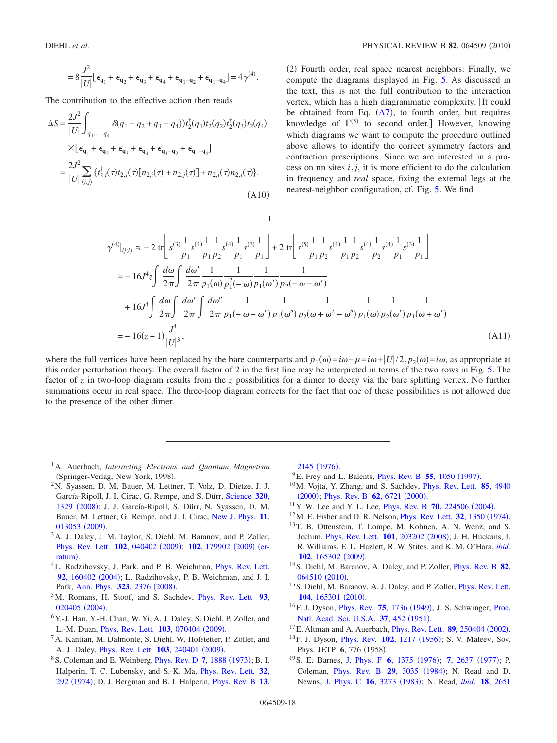$$= 8\frac{J^2}{|U|}[\epsilon_{\mathbf{q}_1} + \epsilon_{\mathbf{q}_2} + \epsilon_{\mathbf{q}_3} + \epsilon_{\mathbf{q}_4} + \epsilon_{\mathbf{q}_1-\mathbf{q}_2} + \epsilon_{\mathbf{q}_1-\mathbf{q}_4}] = 4\gamma^{(4)}.$$

The contribution to the effective action then reads

$$\Delta S = \frac{2J^2}{|U|}\int_{q_1,\ldots,q_4} \delta(q_1 - q_2 + q_3 - q_4)) t_2^\dagger(q_1) t_2(q_2) t_2^\dagger(q_3) t_2(q_4) \times [\epsilon_{\mathbf{q}_1} + \epsilon_{\mathbf{q}_2} + \epsilon_{\mathbf{q}_3} + \epsilon_{\mathbf{q}_4} + \epsilon_{\mathbf{q}_1-\mathbf{q}_2} + \epsilon_{\mathbf{q}_1-\mathbf{q}_4}]$$
$$= \frac{2J^2}{|U|}\sum_{\langle i,j\rangle} \{t_{2,i}^\dagger(\tau) t_{2,j}(\tau)[n_{2,i}(\tau) + n_{2,j}(\tau)] + n_{2,i}(\tau) n_{2,j}(\tau)\}. \tag{A10}$$

(2) Fourth order, real space nearest neighbors: Finally, we compute the diagrams displayed in Fig. 5. As discussed in the text, this is not the full contribution to the interaction vertex, which has a high diagrammatic complexity. [It could be obtained from Eq. (A7), to fourth order, but requires knowledge of $\Gamma^{(5)}$ to second order.] However, knowing which diagrams we want to compute the procedure outlined above allows to identify the correct symmetry factors and contraction prescriptions. Since we are interested in a process on nn sites $i,j$, it is more efficient to do the calculation in frequency and *real* space, fixing the external legs at the nearest-neighbor configuration, cf. Fig. 5. We find

$$\gamma^{(4)}|_{ij;ij} \ni -2\,\mathrm{tr}\left[s^{(3)}\frac{1}{p_1}s^{(4)}\frac{1}{p_1}\frac{1}{p_2}s^{(4)}\frac{1}{p_1}s^{(3)}\frac{1}{p_1}\right] + 2\,\mathrm{tr}\left[s^{(5)}\frac{1}{p_1}\frac{1}{p_2}s^{(4)}\frac{1}{p_1}\frac{1}{p_2}s^{(4)}\frac{1}{p_2}s^{(4)}\frac{1}{p_1}s^{(3)}\frac{1}{p_1}\right]$$
$$= -16J^4 z\int\frac{d\omega}{2\pi}\int\frac{d\omega'}{2\pi}\frac{1}{p_1(\omega)}\frac{1}{p_1^2(-\omega)}\frac{1}{p_1(\omega')}\frac{1}{p_2(-\omega-\omega')}$$
$$+ 16J^4\int\frac{d\omega}{2\pi}\int\frac{d\omega'}{2\pi}\int\frac{d\omega''}{2\pi}\frac{1}{p_1(-\omega-\omega')}\frac{1}{p_1(\omega'')}\frac{1}{p_2(\omega+\omega'-\omega'')}\frac{1}{p_1(\omega)}\frac{1}{p_2(\omega')}\frac{1}{p_1(\omega+\omega')}$$
$$= -16(z-1)\frac{J^4}{|U|^3}, \tag{A11}$$

where the full vertices have been replaced by the bare counterparts and $p_1(\omega) = i\omega - \mu = i\omega + |U|/2$, $p_2(\omega) = i\omega$, as appropriate at this order perturbation theory. The overall factor of 2 in the first line may be interpreted in terms of the two rows in Fig. 5. The factor of $z$ in two-loop diagram results from the $z$ possibilities for a dimer to decay via the bare splitting vertex. No further summations occur in real space. The three-loop diagram corrects for the fact that one of these possibilities is not allowed due to the presence of the other dimer.

---

[1] A. Auerbach, *Interacting Electrons and Quantum Magnetism* (Springer-Verlag, New York, 1998).

[2] N. Syassen, D. M. Bauer, M. Lettner, T. Volz, D. Dietze, J. J. García-Ripoll, J. I. Cirac, G. Rempe, and S. Dürr, Science **320**, 1329 (2008); J. J. García-Ripoll, S. Dürr, N. Syassen, D. M. Bauer, M. Lettner, G. Rempe, and J. I. Cirac, New J. Phys. **11**, 013053 (2009).

[3] A. J. Daley, J. M. Taylor, S. Diehl, M. Baranov, and P. Zoller, Phys. Rev. Lett. **102**, 040402 (2009); **102**, 179902 (2009) (erratum).

[4] L. Radzihovsky, J. Park, and P. B. Weichman, Phys. Rev. Lett. **92**, 160402 (2004); L. Radzihovsky, P. B. Weichman, and J. I. Park, Ann. Phys. **323**, 2376 (2008).

[5] M. Romans, H. Stoof, and S. Sachdev, Phys. Rev. Lett. **93**, 020405 (2004).

[6] Y.-J. Han, Y.-H. Chan, W. Yi, A. J. Daley, S. Diehl, P. Zoller, and L.-M. Duan, Phys. Rev. Lett. **103**, 070404 (2009).

[7] A. Kantian, M. Dalmonte, S. Diehl, W. Hofstetter, P. Zoller, and A. J. Daley, Phys. Rev. Lett. **103**, 240401 (2009).

[8] S. Coleman and E. Weinberg, Phys. Rev. D **7**, 1888 (1973); B. I. Halperin, T. C. Lubensky, and S.-K. Ma, Phys. Rev. Lett. **32**, 292 (1974); D. J. Bergman and B. I. Halperin, Phys. Rev. B **13**, 2145 (1976).

[9] E. Frey and L. Balents, Phys. Rev. B **55**, 1050 (1997).

[10] M. Vojta, Y. Zhang, and S. Sachdev, Phys. Rev. Lett. **85**, 4940 (2000); Phys. Rev. B **62**, 6721 (2000).

[11] Y. W. Lee and Y. L. Lee, Phys. Rev. B **70**, 224506 (2004).

[12] M. E. Fisher and D. R. Nelson, Phys. Rev. Lett. **32**, 1350 (1974).

[13] T. B. Ottenstein, T. Lompe, M. Kohnen, A. N. Wenz, and S. Jochim, Phys. Rev. Lett. **101**, 203202 (2008); J. H. Huckans, J. R. Williams, E. L. Hazlett, R. W. Stites, and K. M. O'Hara, *ibid.* **102**, 165302 (2009).

[14] S. Diehl, M. Baranov, A. Daley, and P. Zoller, Phys. Rev. B **82**, 064510 (2010).

[15] S. Diehl, M. Baranov, A. J. Daley, and P. Zoller, Phys. Rev. Lett. **104**, 165301 (2010).

[16] F. J. Dyson, Phys. Rev. **75**, 1736 (1949); J. S. Schwinger, Proc. Natl. Acad. Sci. U.S.A. **37**, 452 (1951).

[17] E. Altman and A. Auerbach, Phys. Rev. Lett. **89**, 250404 (2002).

[18] F. J. Dyson, Phys. Rev. **102**, 1217 (1956); S. V. Maleev, Sov. Phys. JETP **6**, 776 (1958).

[19] S. E. Barnes, J. Phys. F **6**, 1375 (1976); **7**, 2637 (1977); P. Coleman, Phys. Rev. B **29**, 3035 (1984); N. Read and D. Newns, J. Phys. C **16**, 3273 (1983); N. Read, *ibid.* **18**, 2651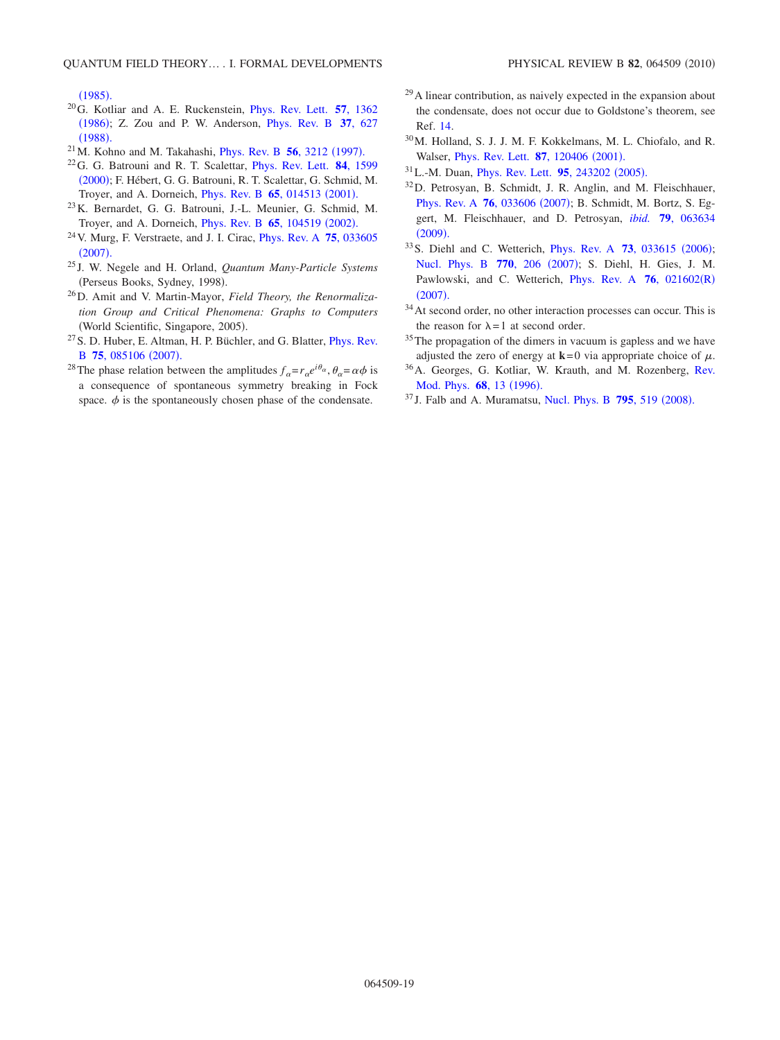(1985).

[20] G. Kotliar and A. E. Ruckenstein, Phys. Rev. Lett. **57**, 1362 (1986); Z. Zou and P. W. Anderson, Phys. Rev. B **37**, 627 (1988).

[21] M. Kohno and M. Takahashi, Phys. Rev. B **56**, 3212 (1997).

[22] G. G. Batrouni and R. T. Scalettar, Phys. Rev. Lett. **84**, 1599 (2000); F. Hébert, G. G. Batrouni, R. T. Scalettar, G. Schmid, M. Troyer, and A. Dorneich, Phys. Rev. B **65**, 014513 (2001).

[23] K. Bernardet, G. G. Batrouni, J.-L. Meunier, G. Schmid, M. Troyer, and A. Dorneich, Phys. Rev. B **65**, 104519 (2002).

[24] V. Murg, F. Verstraete, and J. I. Cirac, Phys. Rev. A **75**, 033605 (2007).

[25] J. W. Negele and H. Orland, *Quantum Many-Particle Systems* (Perseus Books, Sydney, 1998).

[26] D. Amit and V. Martin-Mayor, *Field Theory, the Renormalization Group and Critical Phenomena: Graphs to Computers* (World Scientific, Singapore, 2005).

[27] S. D. Huber, E. Altman, H. P. Büchler, and G. Blatter, Phys. Rev. B **75**, 085106 (2007).

[28] The phase relation between the amplitudes $f_\alpha = r_\alpha e^{i\theta_\alpha}, \theta_\alpha = \alpha\phi$ is a consequence of spontaneous symmetry breaking in Fock space. $\phi$ is the spontaneously chosen phase of the condensate.

[29] A linear contribution, as naively expected in the expansion about the condensate, does not occur due to Goldstone's theorem, see Ref. 14.

[30] M. Holland, S. J. J. M. F. Kokkelmans, M. L. Chiofalo, and R. Walser, Phys. Rev. Lett. **87**, 120406 (2001).

[31] L.-M. Duan, Phys. Rev. Lett. **95**, 243202 (2005).

[32] D. Petrosyan, B. Schmidt, J. R. Anglin, and M. Fleischhauer, Phys. Rev. A **76**, 033606 (2007); B. Schmidt, M. Bortz, S. Eggert, M. Fleischhauer, and D. Petrosyan, *ibid.* **79**, 063634 (2009).

[33] S. Diehl and C. Wetterich, Phys. Rev. A **73**, 033615 (2006); Nucl. Phys. B **770**, 206 (2007); S. Diehl, H. Gies, J. M. Pawlowski, and C. Wetterich, Phys. Rev. A **76**, 021602(R) (2007).

[34] At second order, no other interaction processes can occur. This is the reason for $\lambda = 1$ at second order.

[35] The propagation of the dimers in vacuum is gapless and we have adjusted the zero of energy at $\mathbf{k} = 0$ via appropriate choice of $\mu$.

[36] A. Georges, G. Kotliar, W. Krauth, and M. Rozenberg, Rev. Mod. Phys. **68**, 13 (1996).

[37] J. Falb and A. Muramatsu, Nucl. Phys. B **795**, 519 (2008).